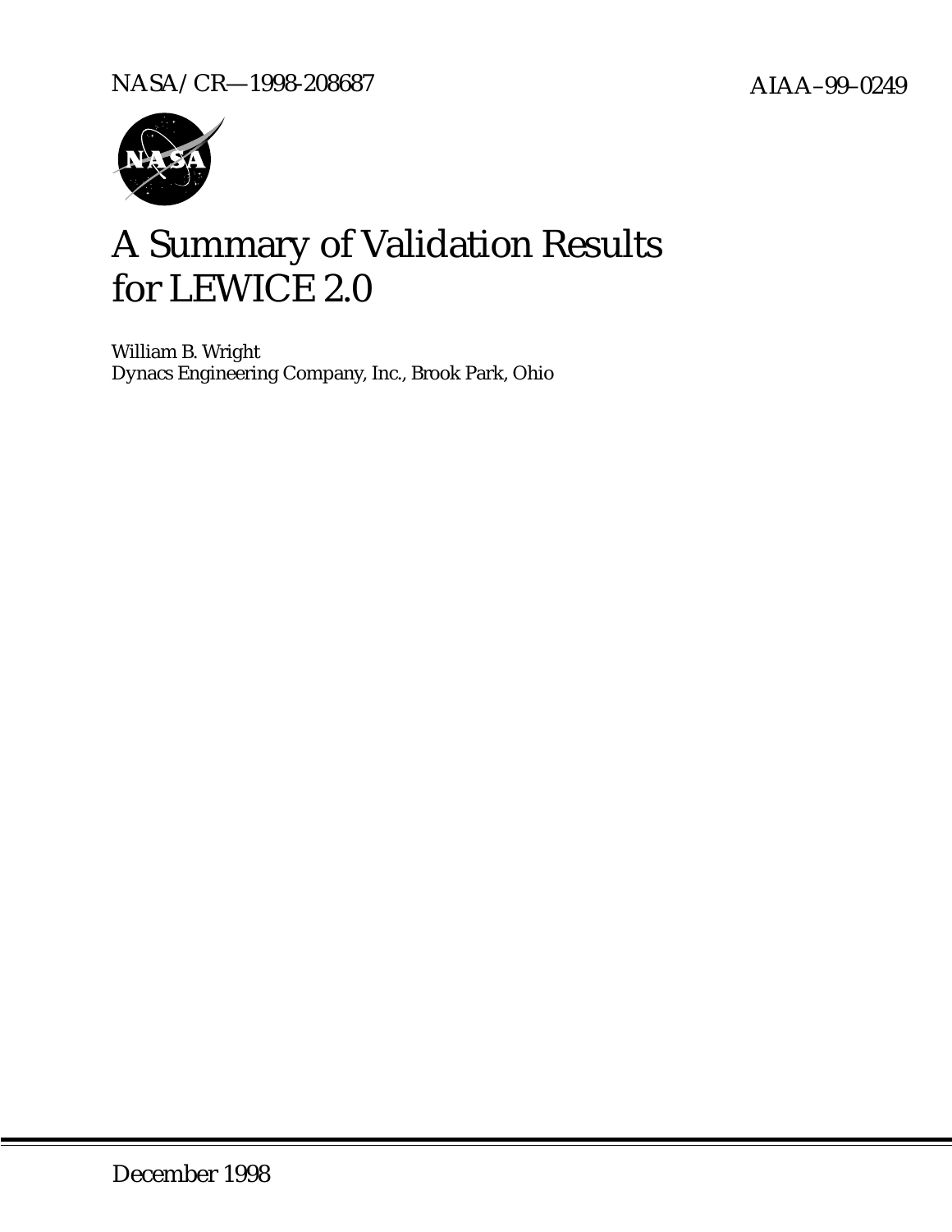NASA/CR—1998-208687

AIAA–99–0249

# A Summary of Validation Results for LEWICE 2.0

William B. Wright
Dynacs Engineering Company, Inc., Brook Park, Ohio

December 1998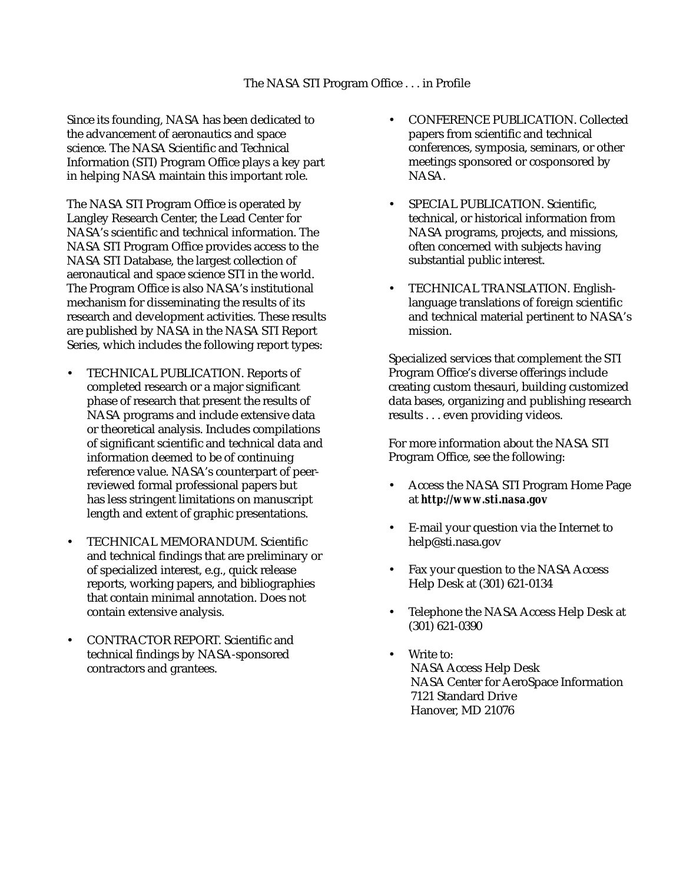# The NASA STI Program Office . . . in Profile

Since its founding, NASA has been dedicated to the advancement of aeronautics and space science. The NASA Scientific and Technical Information (STI) Program Office plays a key part in helping NASA maintain this important role.

The NASA STI Program Office is operated by Langley Research Center, the Lead Center for NASA's scientific and technical information. The NASA STI Program Office provides access to the NASA STI Database, the largest collection of aeronautical and space science STI in the world. The Program Office is also NASA's institutional mechanism for disseminating the results of its research and development activities. These results are published by NASA in the NASA STI Report Series, which includes the following report types:

- TECHNICAL PUBLICATION. Reports of completed research or a major significant phase of research that present the results of NASA programs and include extensive data or theoretical analysis. Includes compilations of significant scientific and technical data and information deemed to be of continuing reference value. NASA's counterpart of peer-reviewed formal professional papers but has less stringent limitations on manuscript length and extent of graphic presentations.
- TECHNICAL MEMORANDUM. Scientific and technical findings that are preliminary or of specialized interest, e.g., quick release reports, working papers, and bibliographies that contain minimal annotation. Does not contain extensive analysis.
- CONTRACTOR REPORT. Scientific and technical findings by NASA-sponsored contractors and grantees.
- CONFERENCE PUBLICATION. Collected papers from scientific and technical conferences, symposia, seminars, or other meetings sponsored or cosponsored by NASA.
- SPECIAL PUBLICATION. Scientific, technical, or historical information from NASA programs, projects, and missions, often concerned with subjects having substantial public interest.
- TECHNICAL TRANSLATION. English-language translations of foreign scientific and technical material pertinent to NASA's mission.

Specialized services that complement the STI Program Office's diverse offerings include creating custom thesauri, building customized data bases, organizing and publishing research results . . . even providing videos.

For more information about the NASA STI Program Office, see the following:

- Access the NASA STI Program Home Page at ***http://www.sti.nasa.gov***
- E-mail your question via the Internet to help@sti.nasa.gov
- Fax your question to the NASA Access Help Desk at (301) 621-0134
- Telephone the NASA Access Help Desk at (301) 621-0390
- Write to:
  NASA Access Help Desk
  NASA Center for AeroSpace Information
  7121 Standard Drive
  Hanover, MD 21076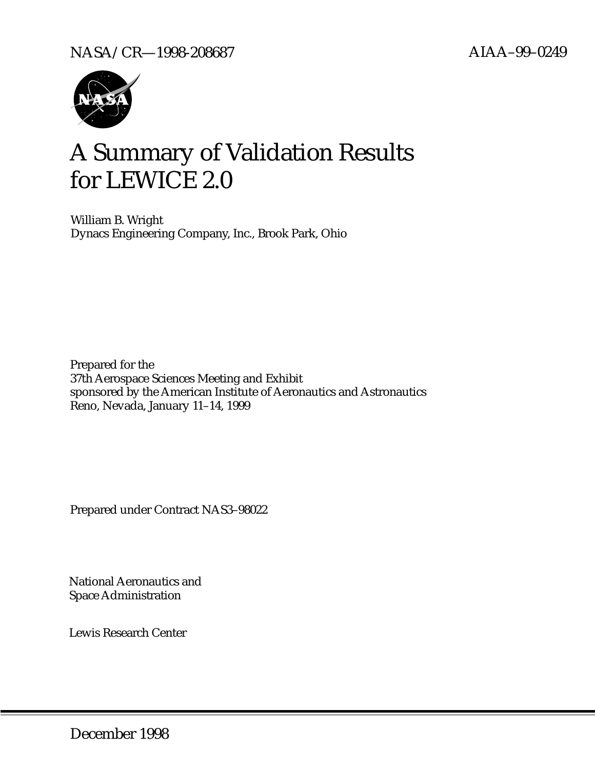NASA/CR—1998-208687

AIAA–99–0249

# A Summary of Validation Results for LEWICE 2.0

William B. Wright
Dynacs Engineering Company, Inc., Brook Park, Ohio

Prepared for the
37th Aerospace Sciences Meeting and Exhibit
sponsored by the American Institute of Aeronautics and Astronautics
Reno, Nevada, January 11–14, 1999

Prepared under Contract NAS3–98022

National Aeronautics and
Space Administration

Lewis Research Center

December 1998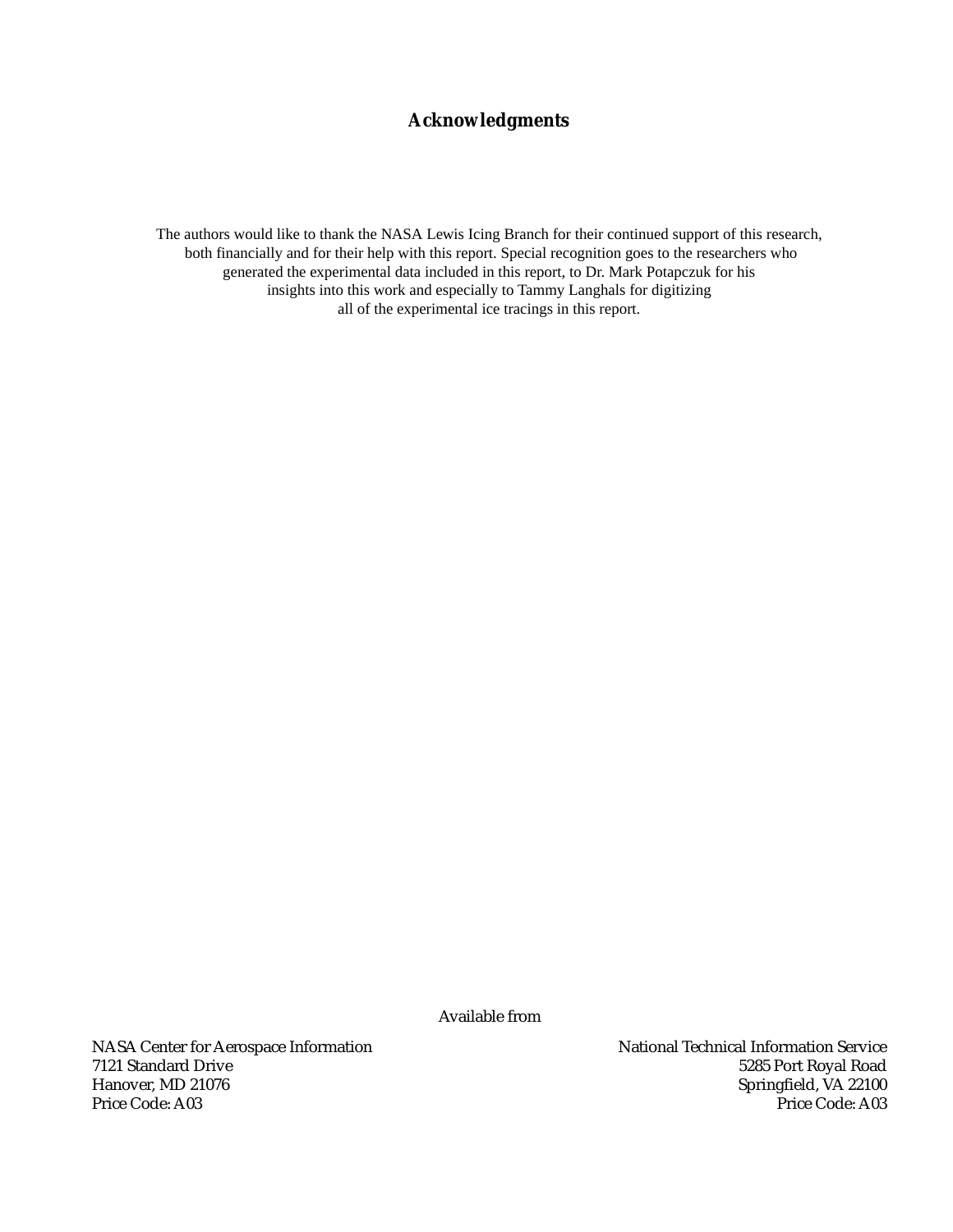## Acknowledgments

The authors would like to thank the NASA Lewis Icing Branch for their continued support of this research, both financially and for their help with this report. Special recognition goes to the researchers who generated the experimental data included in this report, to Dr. Mark Potapczuk for his insights into this work and especially to Tammy Langhals for digitizing all of the experimental ice tracings in this report.

Available from

NASA Center for Aerospace Information
7121 Standard Drive
Hanover, MD 21076
Price Code: A03

National Technical Information Service
5285 Port Royal Road
Springfield, VA 22100
Price Code: A03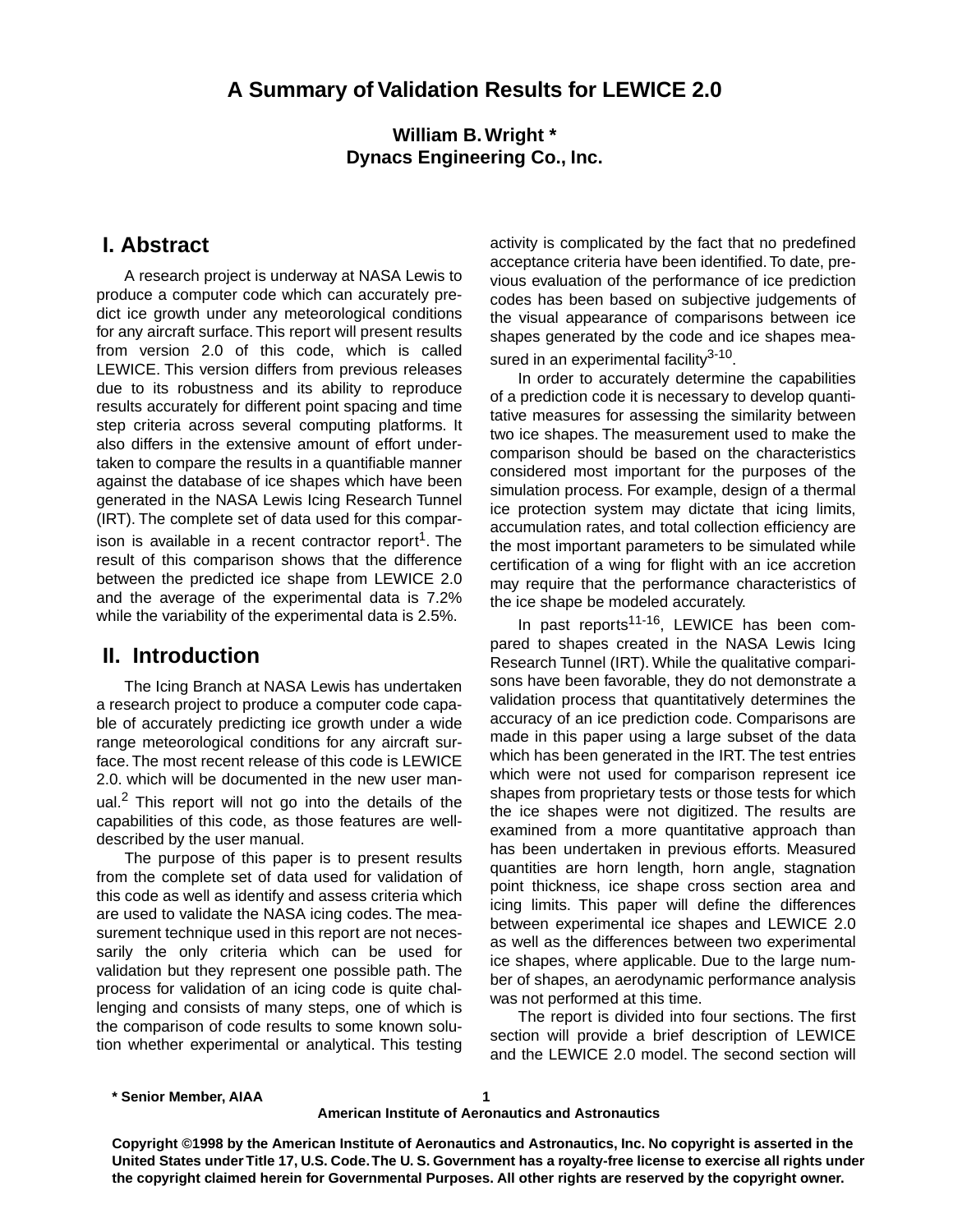# A Summary of Validation Results for LEWICE 2.0

**William B. Wright ***
**Dynacs Engineering Co., Inc.**

## I. Abstract

A research project is underway at NASA Lewis to produce a computer code which can accurately predict ice growth under any meteorological conditions for any aircraft surface. This report will present results from version 2.0 of this code, which is called LEWICE. This version differs from previous releases due to its robustness and its ability to reproduce results accurately for different point spacing and time step criteria across several computing platforms. It also differs in the extensive amount of effort undertaken to compare the results in a quantifiable manner against the database of ice shapes which have been generated in the NASA Lewis Icing Research Tunnel (IRT). The complete set of data used for this comparison is available in a recent contractor report[1]. The result of this comparison shows that the difference between the predicted ice shape from LEWICE 2.0 and the average of the experimental data is 7.2% while the variability of the experimental data is 2.5%.

## II. Introduction

The Icing Branch at NASA Lewis has undertaken a research project to produce a computer code capable of accurately predicting ice growth under a wide range meteorological conditions for any aircraft surface. The most recent release of this code is LEWICE 2.0. which will be documented in the new user manual.[2] This report will not go into the details of the capabilities of this code, as those features are well-described by the user manual.

The purpose of this paper is to present results from the complete set of data used for validation of this code as well as identify and assess criteria which are used to validate the NASA icing codes. The measurement technique used in this report are not necessarily the only criteria which can be used for validation but they represent one possible path. The process for validation of an icing code is quite challenging and consists of many steps, one of which is the comparison of code results to some known solution whether experimental or analytical. This testing activity is complicated by the fact that no predefined acceptance criteria have been identified. To date, previous evaluation of the performance of ice prediction codes has been based on subjective judgements of the visual appearance of comparisons between ice shapes generated by the code and ice shapes measured in an experimental facility[3-10].

In order to accurately determine the capabilities of a prediction code it is necessary to develop quantitative measures for assessing the similarity between two ice shapes. The measurement used to make the comparison should be based on the characteristics considered most important for the purposes of the simulation process. For example, design of a thermal ice protection system may dictate that icing limits, accumulation rates, and total collection efficiency are the most important parameters to be simulated while certification of a wing for flight with an ice accretion may require that the performance characteristics of the ice shape be modeled accurately.

In past reports[11-16], LEWICE has been compared to shapes created in the NASA Lewis Icing Research Tunnel (IRT). While the qualitative comparisons have been favorable, they do not demonstrate a validation process that quantitatively determines the accuracy of an ice prediction code. Comparisons are made in this paper using a large subset of the data which has been generated in the IRT. The test entries which were not used for comparison represent ice shapes from proprietary tests or those tests for which the ice shapes were not digitized. The results are examined from a more quantitative approach than has been undertaken in previous efforts. Measured quantities are horn length, horn angle, stagnation point thickness, ice shape cross section area and icing limits. This paper will define the differences between experimental ice shapes and LEWICE 2.0 as well as the differences between two experimental ice shapes, where applicable. Due to the large number of shapes, an aerodynamic performance analysis was not performed at this time.

The report is divided into four sections. The first section will provide a brief description of LEWICE and the LEWICE 2.0 model. The second section will

\* Senior Member, AIAA

Copyright ©1998 by the American Institute of Aeronautics and Astronautics, Inc. No copyright is asserted in the United States under Title 17, U.S. Code. The U. S. Government has a royalty-free license to exercise all rights under the copyright claimed herein for Governmental Purposes. All other rights are reserved by the copyright owner.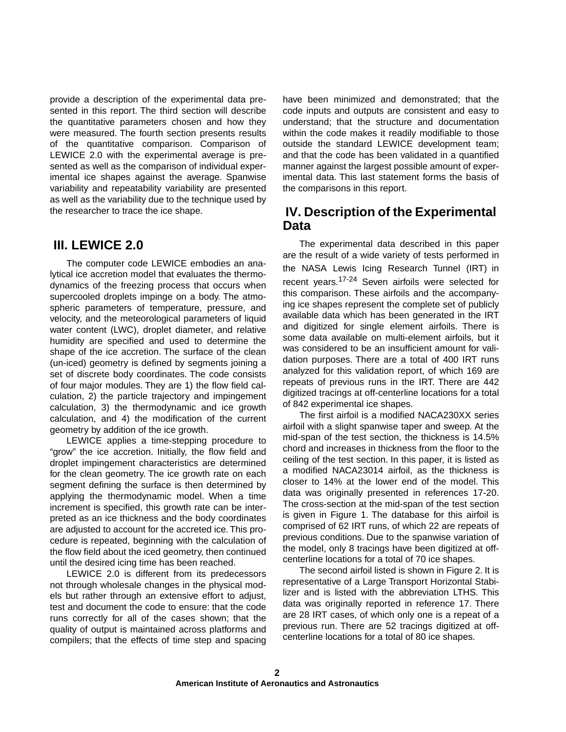provide a description of the experimental data presented in this report. The third section will describe the quantitative parameters chosen and how they were measured. The fourth section presents results of the quantitative comparison. Comparison of LEWICE 2.0 with the experimental average is presented as well as the comparison of individual experimental ice shapes against the average. Spanwise variability and repeatability variability are presented as well as the variability due to the technique used by the researcher to trace the ice shape.

## III. LEWICE 2.0

The computer code LEWICE embodies an analytical ice accretion model that evaluates the thermodynamics of the freezing process that occurs when supercooled droplets impinge on a body. The atmospheric parameters of temperature, pressure, and velocity, and the meteorological parameters of liquid water content (LWC), droplet diameter, and relative humidity are specified and used to determine the shape of the ice accretion. The surface of the clean (un-iced) geometry is defined by segments joining a set of discrete body coordinates. The code consists of four major modules. They are 1) the flow field calculation, 2) the particle trajectory and impingement calculation, 3) the thermodynamic and ice growth calculation, and 4) the modification of the current geometry by addition of the ice growth.

LEWICE applies a time-stepping procedure to "grow" the ice accretion. Initially, the flow field and droplet impingement characteristics are determined for the clean geometry. The ice growth rate on each segment defining the surface is then determined by applying the thermodynamic model. When a time increment is specified, this growth rate can be interpreted as an ice thickness and the body coordinates are adjusted to account for the accreted ice. This procedure is repeated, beginning with the calculation of the flow field about the iced geometry, then continued until the desired icing time has been reached.

LEWICE 2.0 is different from its predecessors not through wholesale changes in the physical models but rather through an extensive effort to adjust, test and document the code to ensure: that the code runs correctly for all of the cases shown; that the quality of output is maintained across platforms and compilers; that the effects of time step and spacing have been minimized and demonstrated; that the code inputs and outputs are consistent and easy to understand; that the structure and documentation within the code makes it readily modifiable to those outside the standard LEWICE development team; and that the code has been validated in a quantified manner against the largest possible amount of experimental data. This last statement forms the basis of the comparisons in this report.

## IV. Description of the Experimental Data

The experimental data described in this paper are the result of a wide variety of tests performed in the NASA Lewis Icing Research Tunnel (IRT) in recent years.[17-24] Seven airfoils were selected for this comparison. These airfoils and the accompanying ice shapes represent the complete set of publicly available data which has been generated in the IRT and digitized for single element airfoils. There is some data available on multi-element airfoils, but it was considered to be an insufficient amount for validation purposes. There are a total of 400 IRT runs analyzed for this validation report, of which 169 are repeats of previous runs in the IRT. There are 442 digitized tracings at off-centerline locations for a total of 842 experimental ice shapes.

The first airfoil is a modified NACA230XX series airfoil with a slight spanwise taper and sweep. At the mid-span of the test section, the thickness is 14.5% chord and increases in thickness from the floor to the ceiling of the test section. In this paper, it is listed as a modified NACA23014 airfoil, as the thickness is closer to 14% at the lower end of the model. This data was originally presented in references 17-20. The cross-section at the mid-span of the test section is given in Figure 1. The database for this airfoil is comprised of 62 IRT runs, of which 22 are repeats of previous conditions. Due to the spanwise variation of the model, only 8 tracings have been digitized at off-centerline locations for a total of 70 ice shapes.

The second airfoil listed is shown in Figure 2. It is representative of a Large Transport Horizontal Stabilizer and is listed with the abbreviation LTHS. This data was originally reported in reference 17. There are 28 IRT cases, of which only one is a repeat of a previous run. There are 52 tracings digitized at off-centerline locations for a total of 80 ice shapes.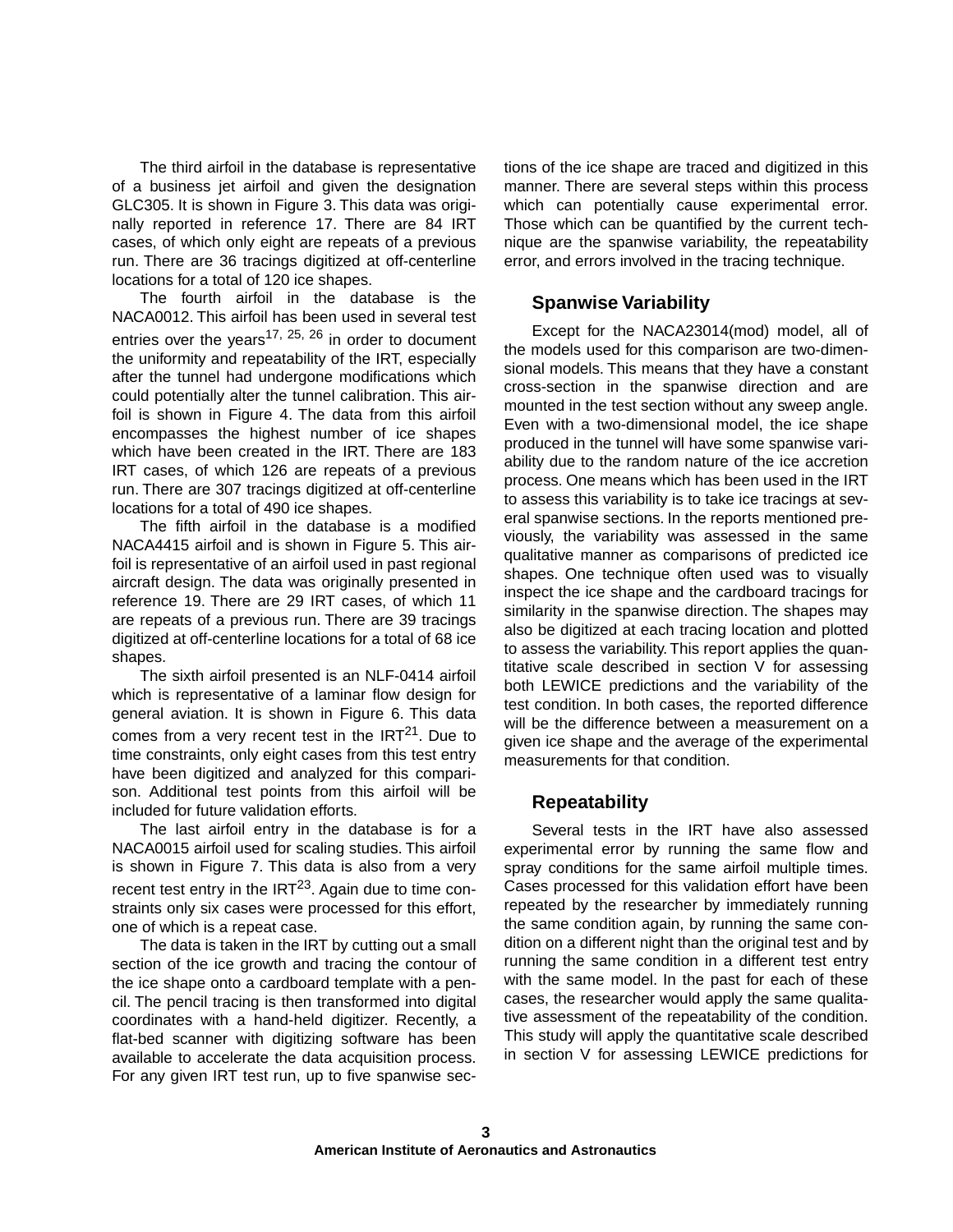The third airfoil in the database is representative of a business jet airfoil and given the designation GLC305. It is shown in Figure 3. This data was originally reported in reference 17. There are 84 IRT cases, of which only eight are repeats of a previous run. There are 36 tracings digitized at off-centerline locations for a total of 120 ice shapes.

The fourth airfoil in the database is the NACA0012. This airfoil has been used in several test entries over the years[17, 25, 26] in order to document the uniformity and repeatability of the IRT, especially after the tunnel had undergone modifications which could potentially alter the tunnel calibration. This airfoil is shown in Figure 4. The data from this airfoil encompasses the highest number of ice shapes which have been created in the IRT. There are 183 IRT cases, of which 126 are repeats of a previous run. There are 307 tracings digitized at off-centerline locations for a total of 490 ice shapes.

The fifth airfoil in the database is a modified NACA4415 airfoil and is shown in Figure 5. This airfoil is representative of an airfoil used in past regional aircraft design. The data was originally presented in reference 19. There are 29 IRT cases, of which 11 are repeats of a previous run. There are 39 tracings digitized at off-centerline locations for a total of 68 ice shapes.

The sixth airfoil presented is an NLF-0414 airfoil which is representative of a laminar flow design for general aviation. It is shown in Figure 6. This data comes from a very recent test in the IRT[21]. Due to time constraints, only eight cases from this test entry have been digitized and analyzed for this comparison. Additional test points from this airfoil will be included for future validation efforts.

The last airfoil entry in the database is for a NACA0015 airfoil used for scaling studies. This airfoil is shown in Figure 7. This data is also from a very recent test entry in the IRT[23]. Again due to time constraints only six cases were processed for this effort, one of which is a repeat case.

The data is taken in the IRT by cutting out a small section of the ice growth and tracing the contour of the ice shape onto a cardboard template with a pencil. The pencil tracing is then transformed into digital coordinates with a hand-held digitizer. Recently, a flat-bed scanner with digitizing software has been available to accelerate the data acquisition process. For any given IRT test run, up to five spanwise sections of the ice shape are traced and digitized in this manner. There are several steps within this process which can potentially cause experimental error. Those which can be quantified by the current technique are the spanwise variability, the repeatability error, and errors involved in the tracing technique.

### Spanwise Variability

Except for the NACA23014(mod) model, all of the models used for this comparison are two-dimensional models. This means that they have a constant cross-section in the spanwise direction and are mounted in the test section without any sweep angle. Even with a two-dimensional model, the ice shape produced in the tunnel will have some spanwise variability due to the random nature of the ice accretion process. One means which has been used in the IRT to assess this variability is to take ice tracings at several spanwise sections. In the reports mentioned previously, the variability was assessed in the same qualitative manner as comparisons of predicted ice shapes. One technique often used was to visually inspect the ice shape and the cardboard tracings for similarity in the spanwise direction. The shapes may also be digitized at each tracing location and plotted to assess the variability. This report applies the quantitative scale described in section V for assessing both LEWICE predictions and the variability of the test condition. In both cases, the reported difference will be the difference between a measurement on a given ice shape and the average of the experimental measurements for that condition.

### Repeatability

Several tests in the IRT have also assessed experimental error by running the same flow and spray conditions for the same airfoil multiple times. Cases processed for this validation effort have been repeated by the researcher by immediately running the same condition again, by running the same condition on a different night than the original test and by running the same condition in a different test entry with the same model. In the past for each of these cases, the researcher would apply the same qualitative assessment of the repeatability of the condition. This study will apply the quantitative scale described in section V for assessing LEWICE predictions for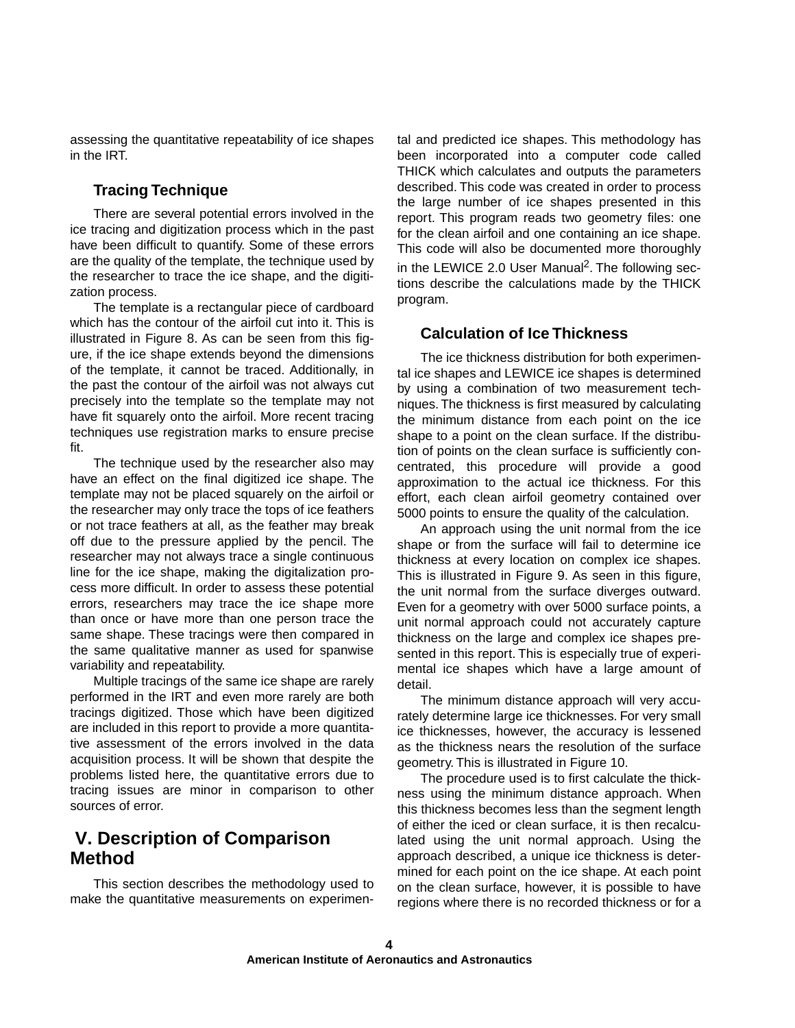assessing the quantitative repeatability of ice shapes in the IRT.

### Tracing Technique

There are several potential errors involved in the ice tracing and digitization process which in the past have been difficult to quantify. Some of these errors are the quality of the template, the technique used by the researcher to trace the ice shape, and the digitization process.

The template is a rectangular piece of cardboard which has the contour of the airfoil cut into it. This is illustrated in Figure 8. As can be seen from this figure, if the ice shape extends beyond the dimensions of the template, it cannot be traced. Additionally, in the past the contour of the airfoil was not always cut precisely into the template so the template may not have fit squarely onto the airfoil. More recent tracing techniques use registration marks to ensure precise fit.

The technique used by the researcher also may have an effect on the final digitized ice shape. The template may not be placed squarely on the airfoil or the researcher may only trace the tops of ice feathers or not trace feathers at all, as the feather may break off due to the pressure applied by the pencil. The researcher may not always trace a single continuous line for the ice shape, making the digitalization process more difficult. In order to assess these potential errors, researchers may trace the ice shape more than once or have more than one person trace the same shape. These tracings were then compared in the same qualitative manner as used for spanwise variability and repeatability.

Multiple tracings of the same ice shape are rarely performed in the IRT and even more rarely are both tracings digitized. Those which have been digitized are included in this report to provide a more quantitative assessment of the errors involved in the data acquisition process. It will be shown that despite the problems listed here, the quantitative errors due to tracing issues are minor in comparison to other sources of error.

## V. Description of Comparison Method

This section describes the methodology used to make the quantitative measurements on experimental and predicted ice shapes. This methodology has been incorporated into a computer code called THICK which calculates and outputs the parameters described. This code was created in order to process the large number of ice shapes presented in this report. This program reads two geometry files: one for the clean airfoil and one containing an ice shape. This code will also be documented more thoroughly in the LEWICE 2.0 User Manual[2]. The following sections describe the calculations made by the THICK program.

### Calculation of Ice Thickness

The ice thickness distribution for both experimental ice shapes and LEWICE ice shapes is determined by using a combination of two measurement techniques. The thickness is first measured by calculating the minimum distance from each point on the ice shape to a point on the clean surface. If the distribution of points on the clean surface is sufficiently concentrated, this procedure will provide a good approximation to the actual ice thickness. For this effort, each clean airfoil geometry contained over 5000 points to ensure the quality of the calculation.

An approach using the unit normal from the ice shape or from the surface will fail to determine ice thickness at every location on complex ice shapes. This is illustrated in Figure 9. As seen in this figure, the unit normal from the surface diverges outward. Even for a geometry with over 5000 surface points, a unit normal approach could not accurately capture thickness on the large and complex ice shapes presented in this report. This is especially true of experimental ice shapes which have a large amount of detail.

The minimum distance approach will very accurately determine large ice thicknesses. For very small ice thicknesses, however, the accuracy is lessened as the thickness nears the resolution of the surface geometry. This is illustrated in Figure 10.

The procedure used is to first calculate the thickness using the minimum distance approach. When this thickness becomes less than the segment length of either the iced or clean surface, it is then recalculated using the unit normal approach. Using the approach described, a unique ice thickness is determined for each point on the ice shape. At each point on the clean surface, however, it is possible to have regions where there is no recorded thickness or for a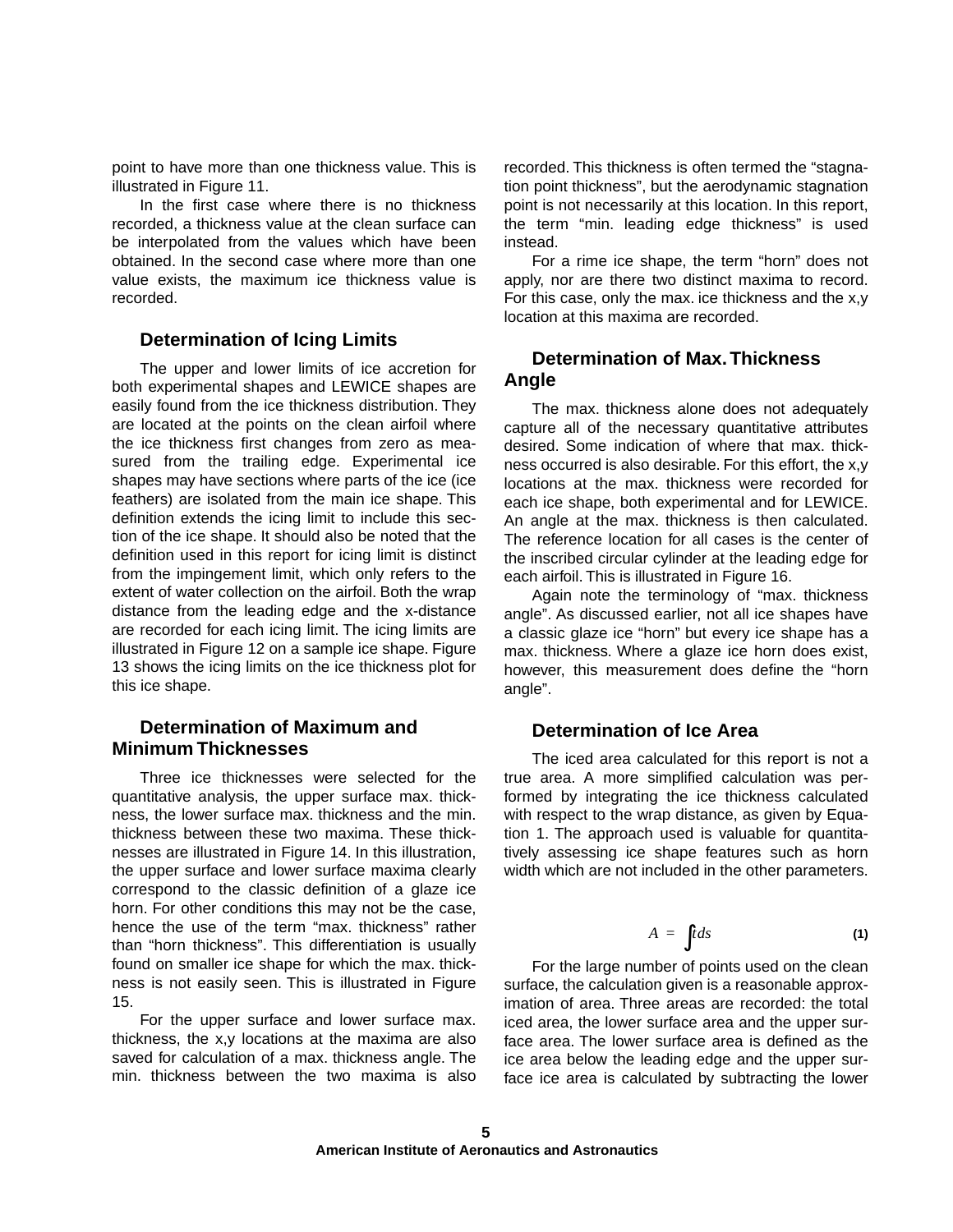point to have more than one thickness value. This is illustrated in Figure 11.

In the first case where there is no thickness recorded, a thickness value at the clean surface can be interpolated from the values which have been obtained. In the second case where more than one value exists, the maximum ice thickness value is recorded.

### Determination of Icing Limits

The upper and lower limits of ice accretion for both experimental shapes and LEWICE shapes are easily found from the ice thickness distribution. They are located at the points on the clean airfoil where the ice thickness first changes from zero as measured from the trailing edge. Experimental ice shapes may have sections where parts of the ice (ice feathers) are isolated from the main ice shape. This definition extends the icing limit to include this section of the ice shape. It should also be noted that the definition used in this report for icing limit is distinct from the impingement limit, which only refers to the extent of water collection on the airfoil. Both the wrap distance from the leading edge and the x-distance are recorded for each icing limit. The icing limits are illustrated in Figure 12 on a sample ice shape. Figure 13 shows the icing limits on the ice thickness plot for this ice shape.

### Determination of Maximum and Minimum Thicknesses

Three ice thicknesses were selected for the quantitative analysis, the upper surface max. thickness, the lower surface max. thickness and the min. thickness between these two maxima. These thicknesses are illustrated in Figure 14. In this illustration, the upper surface and lower surface maxima clearly correspond to the classic definition of a glaze ice horn. For other conditions this may not be the case, hence the use of the term “max. thickness” rather than “horn thickness”. This differentiation is usually found on smaller ice shape for which the max. thickness is not easily seen. This is illustrated in Figure 15.

For the upper surface and lower surface max. thickness, the x,y locations at the maxima are also saved for calculation of a max. thickness angle. The min. thickness between the two maxima is also recorded. This thickness is often termed the “stagnation point thickness”, but the aerodynamic stagnation point is not necessarily at this location. In this report, the term “min. leading edge thickness” is used instead.

For a rime ice shape, the term “horn” does not apply, nor are there two distinct maxima to record. For this case, only the max. ice thickness and the x,y location at this maxima are recorded.

### Determination of Max. Thickness Angle

The max. thickness alone does not adequately capture all of the necessary quantitative attributes desired. Some indication of where that max. thickness occurred is also desirable. For this effort, the x,y locations at the max. thickness were recorded for each ice shape, both experimental and for LEWICE. An angle at the max. thickness is then calculated. The reference location for all cases is the center of the inscribed circular cylinder at the leading edge for each airfoil. This is illustrated in Figure 16.

Again note the terminology of “max. thickness angle”. As discussed earlier, not all ice shapes have a classic glaze ice “horn” but every ice shape has a max. thickness. Where a glaze ice horn does exist, however, this measurement does define the “horn angle”.

### Determination of Ice Area

The iced area calculated for this report is not a true area. A more simplified calculation was performed by integrating the ice thickness calculated with respect to the wrap distance, as given by Equation 1. The approach used is valuable for quantitatively assessing ice shape features such as horn width which are not included in the other parameters.

$$A = \int t\,ds \tag{1}$$

For the large number of points used on the clean surface, the calculation given is a reasonable approximation of area. Three areas are recorded: the total iced area, the lower surface area and the upper surface area. The lower surface area is defined as the ice area below the leading edge and the upper surface ice area is calculated by subtracting the lower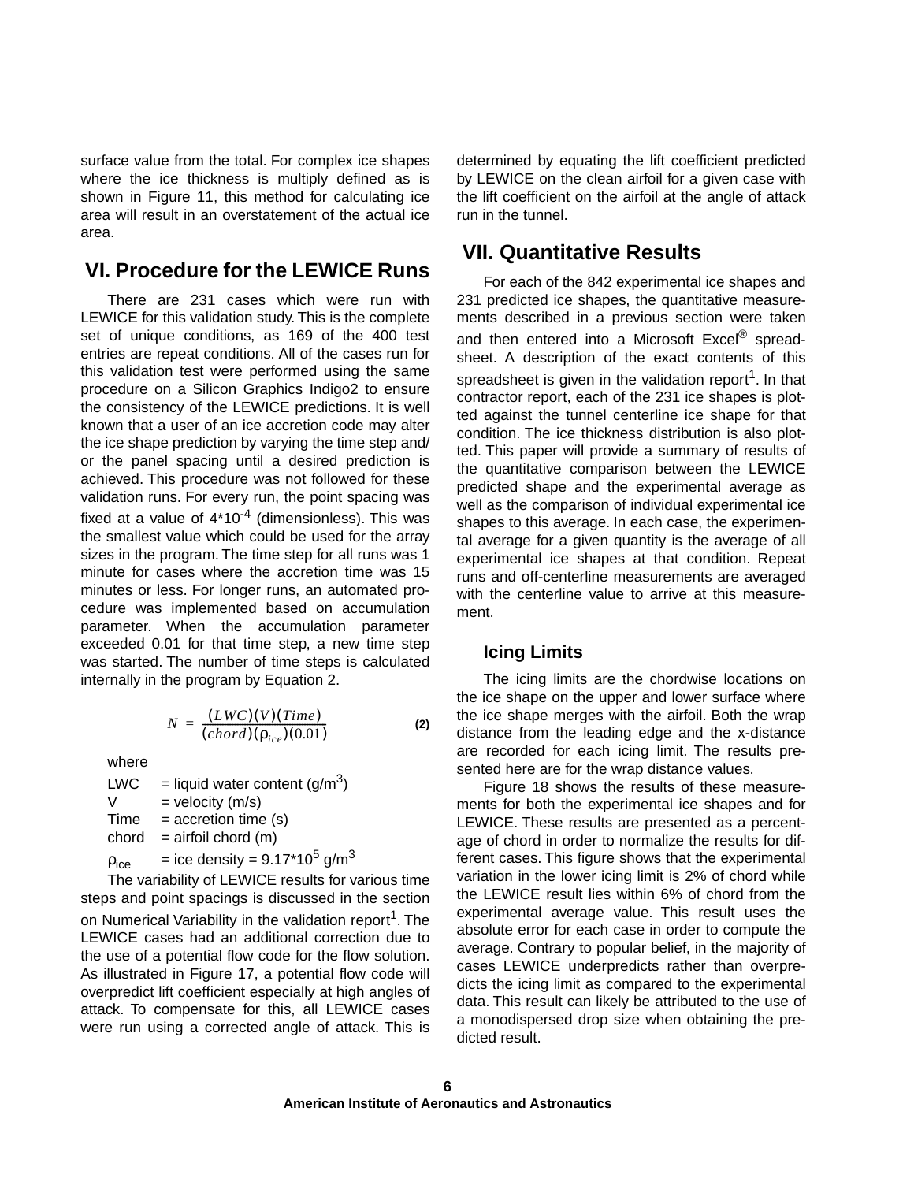surface value from the total. For complex ice shapes where the ice thickness is multiply defined as is shown in Figure 11, this method for calculating ice area will result in an overstatement of the actual ice area.

## VI. Procedure for the LEWICE Runs

There are 231 cases which were run with LEWICE for this validation study. This is the complete set of unique conditions, as 169 of the 400 test entries are repeat conditions. All of the cases run for this validation test were performed using the same procedure on a Silicon Graphics Indigo2 to ensure the consistency of the LEWICE predictions. It is well known that a user of an ice accretion code may alter the ice shape prediction by varying the time step and/or the panel spacing until a desired prediction is achieved. This procedure was not followed for these validation runs. For every run, the point spacing was fixed at a value of $4*10^{-4}$ (dimensionless). This was the smallest value which could be used for the array sizes in the program. The time step for all runs was 1 minute for cases where the accretion time was 15 minutes or less. For longer runs, an automated procedure was implemented based on accumulation parameter. When the accumulation parameter exceeded 0.01 for that time step, a new time step was started. The number of time steps is calculated internally in the program by Equation 2.

$$N = \frac{(LWC)(V)(Time)}{(chord)(\rho_{ice})(0.01)} \quad (2)$$

where

LWC = liquid water content (g/m$^3$)
V = velocity (m/s)
Time = accretion time (s)
chord = airfoil chord (m)
$\rho_{ice}$ = ice density = $9.17*10^5$ g/m$^3$

The variability of LEWICE results for various time steps and point spacings is discussed in the section on Numerical Variability in the validation report[1]. The LEWICE cases had an additional correction due to the use of a potential flow code for the flow solution. As illustrated in Figure 17, a potential flow code will overpredict lift coefficient especially at high angles of attack. To compensate for this, all LEWICE cases were run using a corrected angle of attack. This is determined by equating the lift coefficient predicted by LEWICE on the clean airfoil for a given case with the lift coefficient on the airfoil at the angle of attack run in the tunnel.

## VII. Quantitative Results

For each of the 842 experimental ice shapes and 231 predicted ice shapes, the quantitative measurements described in a previous section were taken and then entered into a Microsoft Excel® spreadsheet. A description of the exact contents of this spreadsheet is given in the validation report[1]. In that contractor report, each of the 231 ice shapes is plotted against the tunnel centerline ice shape for that condition. The ice thickness distribution is also plotted. This paper will provide a summary of results of the quantitative comparison between the LEWICE predicted shape and the experimental average as well as the comparison of individual experimental ice shapes to this average. In each case, the experimental average for a given quantity is the average of all experimental ice shapes at that condition. Repeat runs and off-centerline measurements are averaged with the centerline value to arrive at this measurement.

### Icing Limits

The icing limits are the chordwise locations on the ice shape on the upper and lower surface where the ice shape merges with the airfoil. Both the wrap distance from the leading edge and the x-distance are recorded for each icing limit. The results presented here are for the wrap distance values.

Figure 18 shows the results of these measurements for both the experimental ice shapes and for LEWICE. These results are presented as a percentage of chord in order to normalize the results for different cases. This figure shows that the experimental variation in the lower icing limit is 2% of chord while the LEWICE result lies within 6% of chord from the experimental average value. This result uses the absolute error for each case in order to compute the average. Contrary to popular belief, in the majority of cases LEWICE underpredicts rather than overpredicts the icing limit as compared to the experimental data. This result can likely be attributed to the use of a monodispersed drop size when obtaining the predicted result.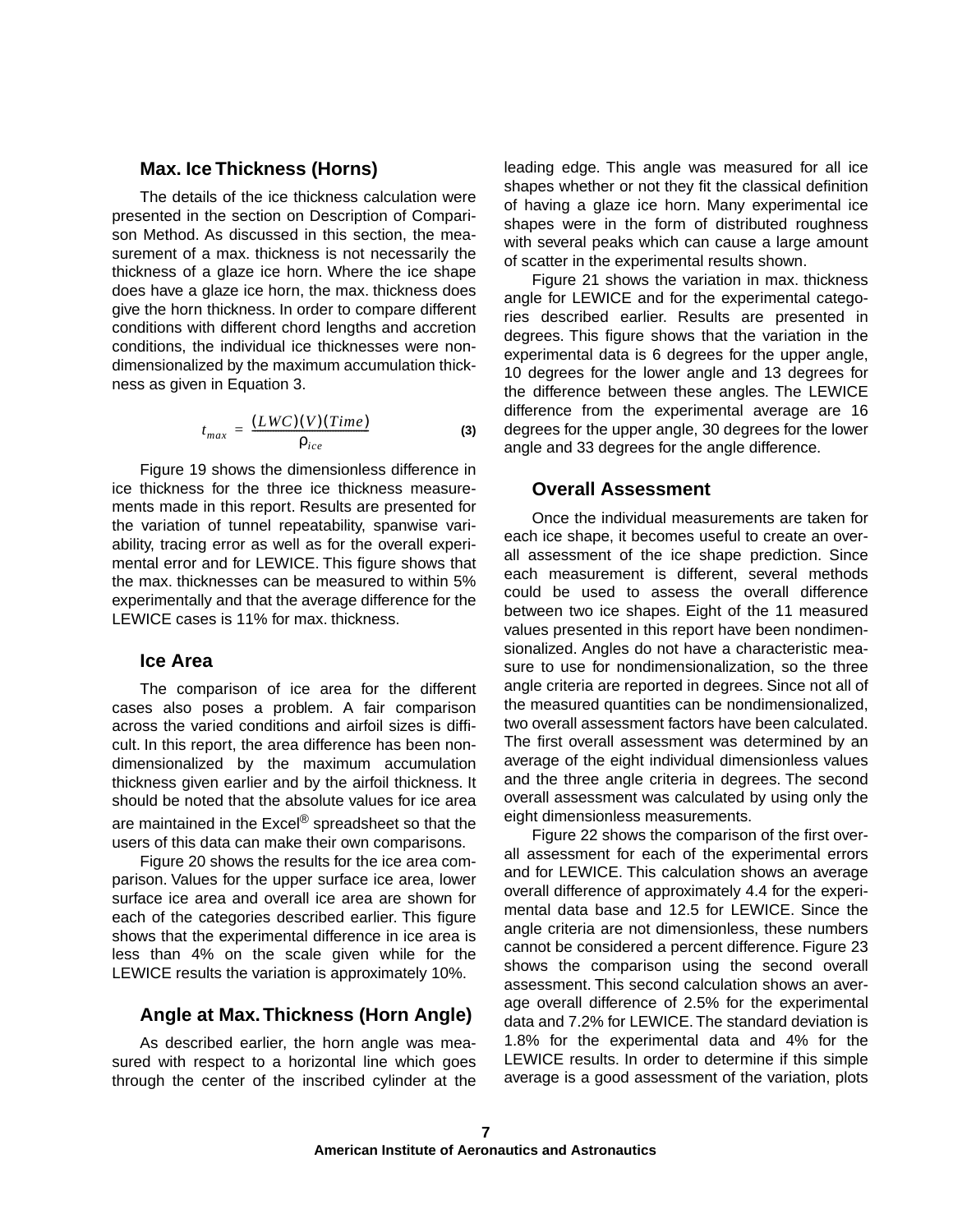### Max. Ice Thickness (Horns)

The details of the ice thickness calculation were presented in the section on Description of Comparison Method. As discussed in this section, the measurement of a max. thickness is not necessarily the thickness of a glaze ice horn. Where the ice shape does have a glaze ice horn, the max. thickness does give the horn thickness. In order to compare different conditions with different chord lengths and accretion conditions, the individual ice thicknesses were nondimensionalized by the maximum accumulation thickness as given in Equation 3.

$$t_{max} = \frac{(LWC)(V)(Time)}{\rho_{ice}} \tag{3}$$

Figure 19 shows the dimensionless difference in ice thickness for the three ice thickness measurements made in this report. Results are presented for the variation of tunnel repeatability, spanwise variability, tracing error as well as for the overall experimental error and for LEWICE. This figure shows that the max. thicknesses can be measured to within 5% experimentally and that the average difference for the LEWICE cases is 11% for max. thickness.

### Ice Area

The comparison of ice area for the different cases also poses a problem. A fair comparison across the varied conditions and airfoil sizes is difficult. In this report, the area difference has been nondimensionalized by the maximum accumulation thickness given earlier and by the airfoil thickness. It should be noted that the absolute values for ice area are maintained in the Excel® spreadsheet so that the users of this data can make their own comparisons.

Figure 20 shows the results for the ice area comparison. Values for the upper surface ice area, lower surface ice area and overall ice area are shown for each of the categories described earlier. This figure shows that the experimental difference in ice area is less than 4% on the scale given while for the LEWICE results the variation is approximately 10%.

### Angle at Max. Thickness (Horn Angle)

As described earlier, the horn angle was measured with respect to a horizontal line which goes through the center of the inscribed cylinder at the leading edge. This angle was measured for all ice shapes whether or not they fit the classical definition of having a glaze ice horn. Many experimental ice shapes were in the form of distributed roughness with several peaks which can cause a large amount of scatter in the experimental results shown.

Figure 21 shows the variation in max. thickness angle for LEWICE and for the experimental categories described earlier. Results are presented in degrees. This figure shows that the variation in the experimental data is 6 degrees for the upper angle, 10 degrees for the lower angle and 13 degrees for the difference between these angles. The LEWICE difference from the experimental average are 16 degrees for the upper angle, 30 degrees for the lower angle and 33 degrees for the angle difference.

### Overall Assessment

Once the individual measurements are taken for each ice shape, it becomes useful to create an overall assessment of the ice shape prediction. Since each measurement is different, several methods could be used to assess the overall difference between two ice shapes. Eight of the 11 measured values presented in this report have been nondimensionalized. Angles do not have a characteristic measure to use for nondimensionalization, so the three angle criteria are reported in degrees. Since not all of the measured quantities can be nondimensionalized, two overall assessment factors have been calculated. The first overall assessment was determined by an average of the eight individual dimensionless values and the three angle criteria in degrees. The second overall assessment was calculated by using only the eight dimensionless measurements.

Figure 22 shows the comparison of the first overall assessment for each of the experimental errors and for LEWICE. This calculation shows an average overall difference of approximately 4.4 for the experimental data base and 12.5 for LEWICE. Since the angle criteria are not dimensionless, these numbers cannot be considered a percent difference. Figure 23 shows the comparison using the second overall assessment. This second calculation shows an average overall difference of 2.5% for the experimental data and 7.2% for LEWICE. The standard deviation is 1.8% for the experimental data and 4% for the LEWICE results. In order to determine if this simple average is a good assessment of the variation, plots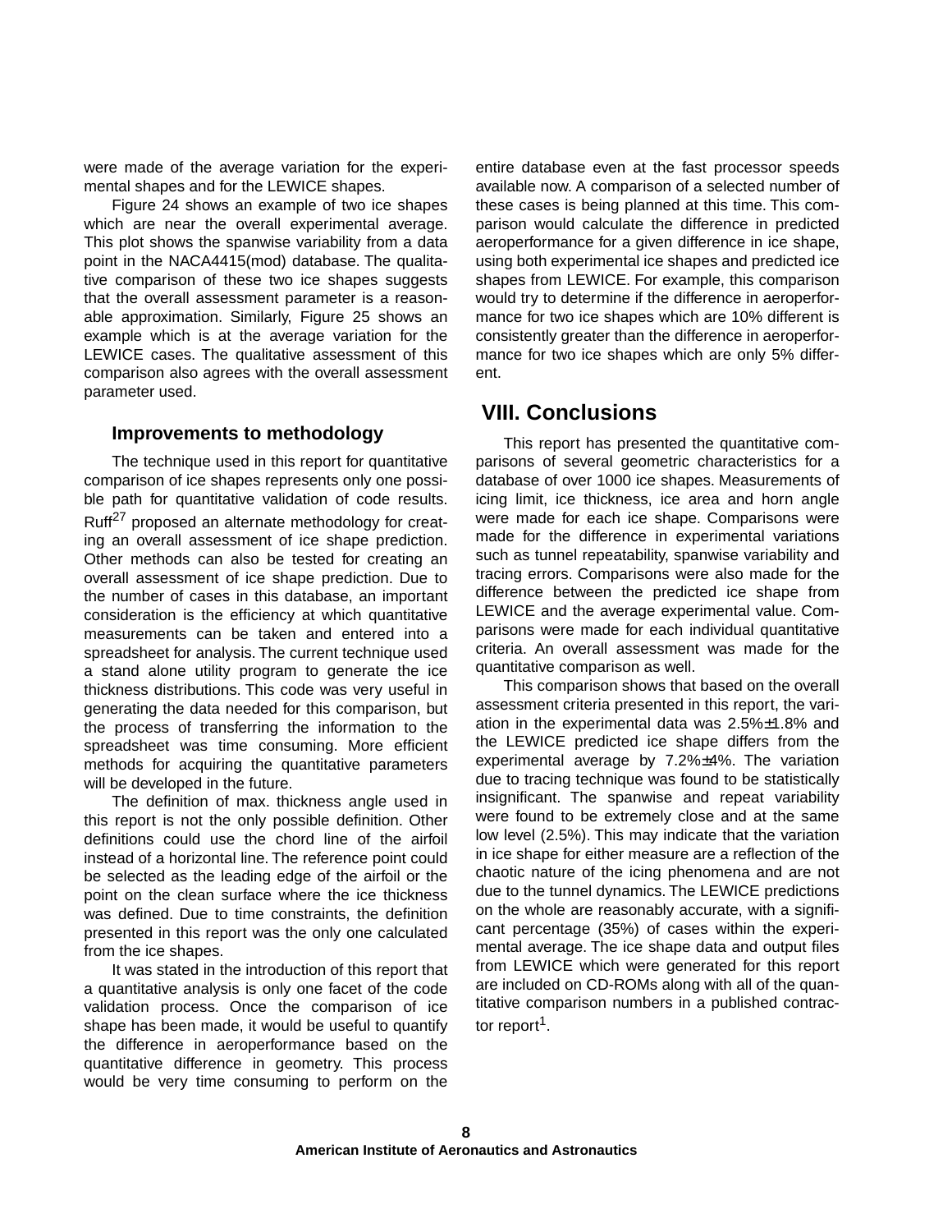were made of the average variation for the experimental shapes and for the LEWICE shapes.

Figure 24 shows an example of two ice shapes which are near the overall experimental average. This plot shows the spanwise variability from a data point in the NACA4415(mod) database. The qualitative comparison of these two ice shapes suggests that the overall assessment parameter is a reasonable approximation. Similarly, Figure 25 shows an example which is at the average variation for the LEWICE cases. The qualitative assessment of this comparison also agrees with the overall assessment parameter used.

### Improvements to methodology

The technique used in this report for quantitative comparison of ice shapes represents only one possible path for quantitative validation of code results. Ruff[27] proposed an alternate methodology for creating an overall assessment of ice shape prediction. Other methods can also be tested for creating an overall assessment of ice shape prediction. Due to the number of cases in this database, an important consideration is the efficiency at which quantitative measurements can be taken and entered into a spreadsheet for analysis. The current technique used a stand alone utility program to generate the ice thickness distributions. This code was very useful in generating the data needed for this comparison, but the process of transferring the information to the spreadsheet was time consuming. More efficient methods for acquiring the quantitative parameters will be developed in the future.

The definition of max. thickness angle used in this report is not the only possible definition. Other definitions could use the chord line of the airfoil instead of a horizontal line. The reference point could be selected as the leading edge of the airfoil or the point on the clean surface where the ice thickness was defined. Due to time constraints, the definition presented in this report was the only one calculated from the ice shapes.

It was stated in the introduction of this report that a quantitative analysis is only one facet of the code validation process. Once the comparison of ice shape has been made, it would be useful to quantify the difference in aeroperformance based on the quantitative difference in geometry. This process would be very time consuming to perform on the entire database even at the fast processor speeds available now. A comparison of a selected number of these cases is being planned at this time. This comparison would calculate the difference in predicted aeroperformance for a given difference in ice shape, using both experimental ice shapes and predicted ice shapes from LEWICE. For example, this comparison would try to determine if the difference in aeroperformance for two ice shapes which are 10% different is consistently greater than the difference in aeroperformance for two ice shapes which are only 5% different.

## VIII. Conclusions

This report has presented the quantitative comparisons of several geometric characteristics for a database of over 1000 ice shapes. Measurements of icing limit, ice thickness, ice area and horn angle were made for each ice shape. Comparisons were made for the difference in experimental variations such as tunnel repeatability, spanwise variability and tracing errors. Comparisons were also made for the difference between the predicted ice shape from LEWICE and the average experimental value. Comparisons were made for each individual quantitative criteria. An overall assessment was made for the quantitative comparison as well.

This comparison shows that based on the overall assessment criteria presented in this report, the variation in the experimental data was 2.5%±1.8% and the LEWICE predicted ice shape differs from the experimental average by 7.2%±4%. The variation due to tracing technique was found to be statistically insignificant. The spanwise and repeat variability were found to be extremely close and at the same low level (2.5%). This may indicate that the variation in ice shape for either measure are a reflection of the chaotic nature of the icing phenomena and are not due to the tunnel dynamics. The LEWICE predictions on the whole are reasonably accurate, with a significant percentage (35%) of cases within the experimental average. The ice shape data and output files from LEWICE which were generated for this report are included on CD-ROMs along with all of the quantitative comparison numbers in a published contractor report[1].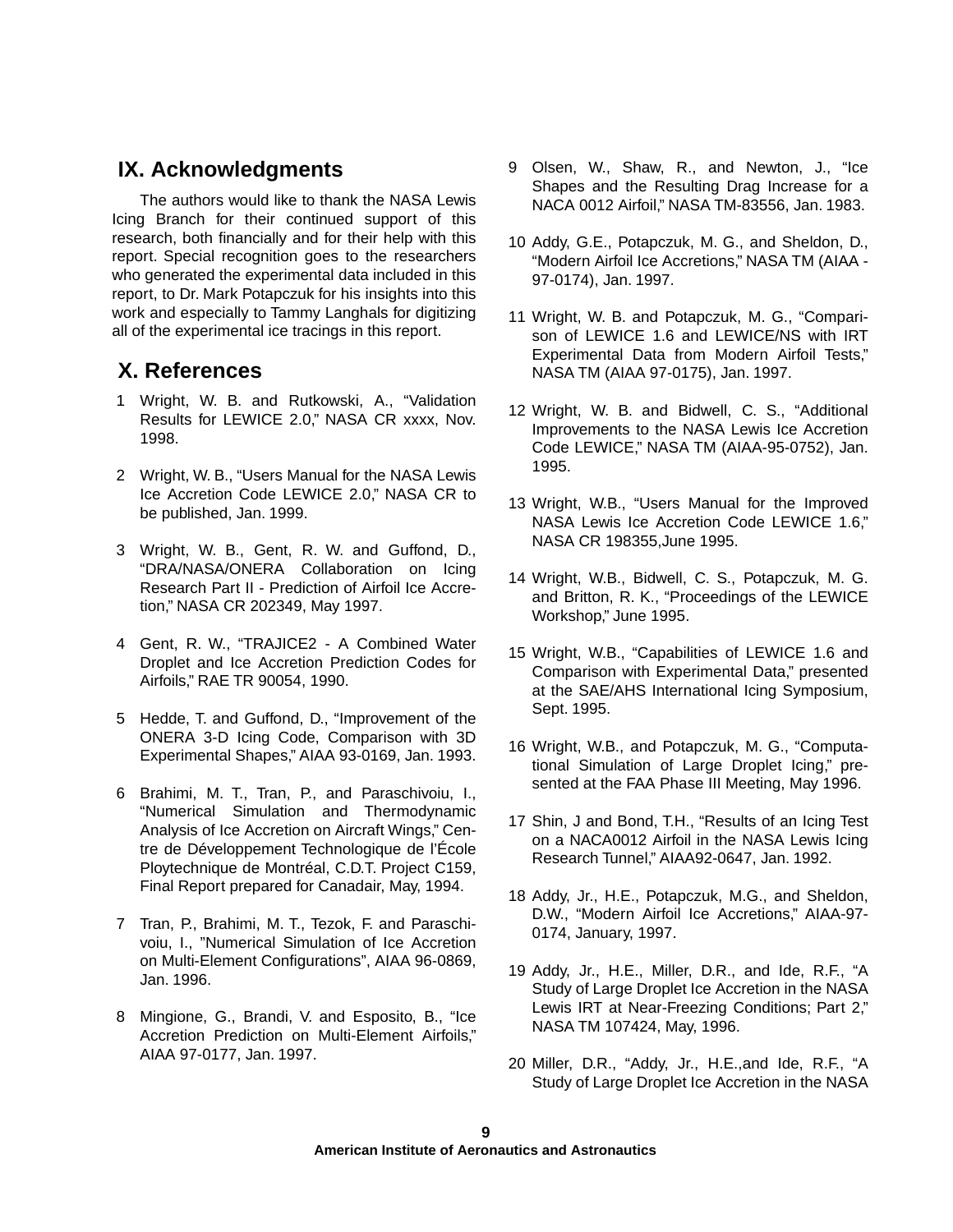## IX. Acknowledgments

The authors would like to thank the NASA Lewis Icing Branch for their continued support of this research, both financially and for their help with this report. Special recognition goes to the researchers who generated the experimental data included in this report, to Dr. Mark Potapczuk for his insights into this work and especially to Tammy Langhals for digitizing all of the experimental ice tracings in this report.

## X. References

1 Wright, W. B. and Rutkowski, A., "Validation Results for LEWICE 2.0," NASA CR xxxx, Nov. 1998.

2 Wright, W. B., "Users Manual for the NASA Lewis Ice Accretion Code LEWICE 2.0," NASA CR to be published, Jan. 1999.

3 Wright, W. B., Gent, R. W. and Guffond, D., "DRA/NASA/ONERA Collaboration on Icing Research Part II - Prediction of Airfoil Ice Accretion," NASA CR 202349, May 1997.

4 Gent, R. W., "TRAJICE2 - A Combined Water Droplet and Ice Accretion Prediction Codes for Airfoils," RAE TR 90054, 1990.

5 Hedde, T. and Guffond, D., "Improvement of the ONERA 3-D Icing Code, Comparison with 3D Experimental Shapes," AIAA 93-0169, Jan. 1993.

6 Brahimi, M. T., Tran, P., and Paraschivoiu, I., "Numerical Simulation and Thermodynamic Analysis of Ice Accretion on Aircraft Wings," Centre de Développement Technologique de l'École Ploytechnique de Montréal, C.D.T. Project C159, Final Report prepared for Canadair, May, 1994.

7 Tran, P., Brahimi, M. T., Tezok, F. and Paraschivoiu, I., "Numerical Simulation of Ice Accretion on Multi-Element Configurations", AIAA 96-0869, Jan. 1996.

8 Mingione, G., Brandi, V. and Esposito, B., "Ice Accretion Prediction on Multi-Element Airfoils," AIAA 97-0177, Jan. 1997.

9 Olsen, W., Shaw, R., and Newton, J., "Ice Shapes and the Resulting Drag Increase for a NACA 0012 Airfoil," NASA TM-83556, Jan. 1983.

10 Addy, G.E., Potapczuk, M. G., and Sheldon, D., "Modern Airfoil Ice Accretions," NASA TM (AIAA - 97-0174), Jan. 1997.

11 Wright, W. B. and Potapczuk, M. G., "Comparison of LEWICE 1.6 and LEWICE/NS with IRT Experimental Data from Modern Airfoil Tests," NASA TM (AIAA 97-0175), Jan. 1997.

12 Wright, W. B. and Bidwell, C. S., "Additional Improvements to the NASA Lewis Ice Accretion Code LEWICE," NASA TM (AIAA-95-0752), Jan. 1995.

13 Wright, W.B., "Users Manual for the Improved NASA Lewis Ice Accretion Code LEWICE 1.6," NASA CR 198355,June 1995.

14 Wright, W.B., Bidwell, C. S., Potapczuk, M. G. and Britton, R. K., "Proceedings of the LEWICE Workshop," June 1995.

15 Wright, W.B., "Capabilities of LEWICE 1.6 and Comparison with Experimental Data," presented at the SAE/AHS International Icing Symposium, Sept. 1995.

16 Wright, W.B., and Potapczuk, M. G., "Computational Simulation of Large Droplet Icing," presented at the FAA Phase III Meeting, May 1996.

17 Shin, J and Bond, T.H., "Results of an Icing Test on a NACA0012 Airfoil in the NASA Lewis Icing Research Tunnel," AIAA92-0647, Jan. 1992.

18 Addy, Jr., H.E., Potapczuk, M.G., and Sheldon, D.W., "Modern Airfoil Ice Accretions," AIAA-97-0174, January, 1997.

19 Addy, Jr., H.E., Miller, D.R., and Ide, R.F., "A Study of Large Droplet Ice Accretion in the NASA Lewis IRT at Near-Freezing Conditions; Part 2," NASA TM 107424, May, 1996.

20 Miller, D.R., "Addy, Jr., H.E.,and Ide, R.F., "A Study of Large Droplet Ice Accretion in the NASA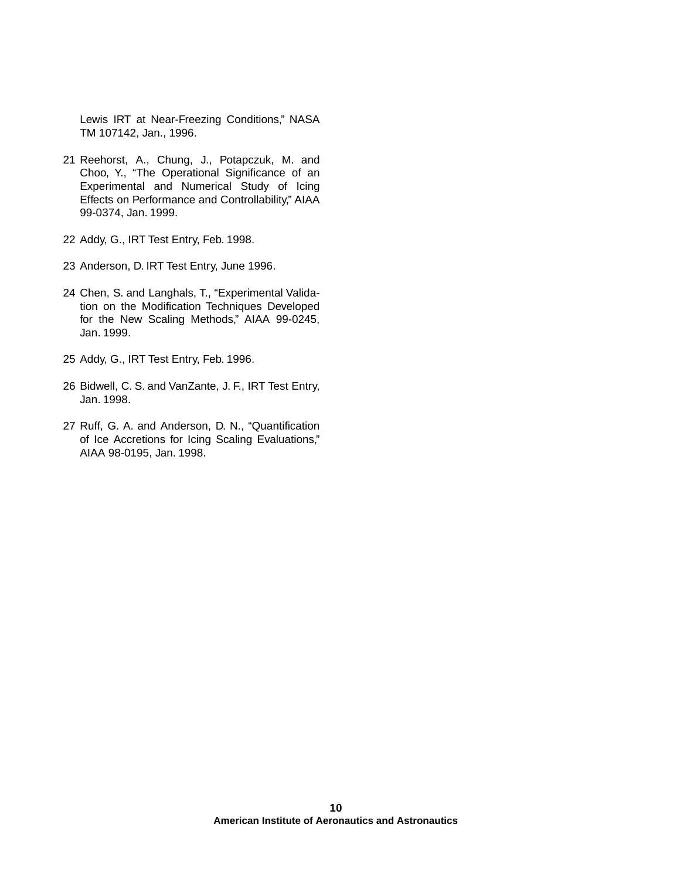Lewis IRT at Near-Freezing Conditions," NASA TM 107142, Jan., 1996.

21 Reehorst, A., Chung, J., Potapczuk, M. and Choo, Y., "The Operational Significance of an Experimental and Numerical Study of Icing Effects on Performance and Controllability," AIAA 99-0374, Jan. 1999.

22 Addy, G., IRT Test Entry, Feb. 1998.

23 Anderson, D. IRT Test Entry, June 1996.

24 Chen, S. and Langhals, T., "Experimental Validation on the Modification Techniques Developed for the New Scaling Methods," AIAA 99-0245, Jan. 1999.

25 Addy, G., IRT Test Entry, Feb. 1996.

26 Bidwell, C. S. and VanZante, J. F., IRT Test Entry, Jan. 1998.

27 Ruff, G. A. and Anderson, D. N., "Quantification of Ice Accretions for Icing Scaling Evaluations," AIAA 98-0195, Jan. 1998.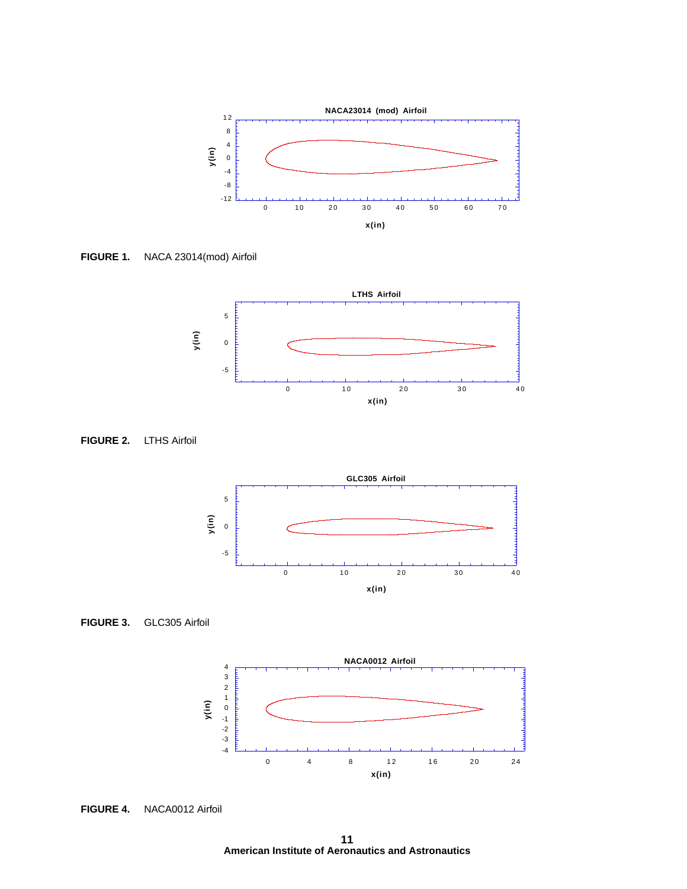**FIGURE 1.** NACA 23014(mod) Airfoil

**FIGURE 2.** LTHS Airfoil

**FIGURE 3.** GLC305 Airfoil

**FIGURE 4.** NACA0012 Airfoil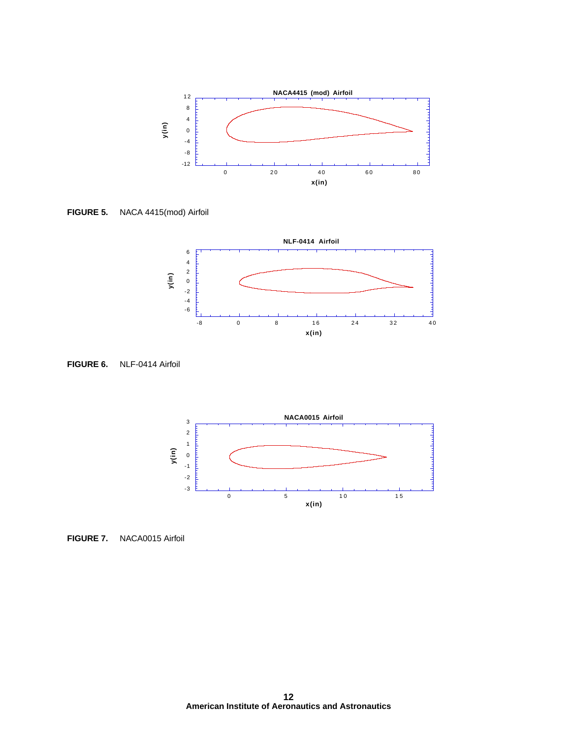**FIGURE 5.** NACA 4415(mod) Airfoil

**FIGURE 6.** NLF-0414 Airfoil

**FIGURE 7.** NACA0015 Airfoil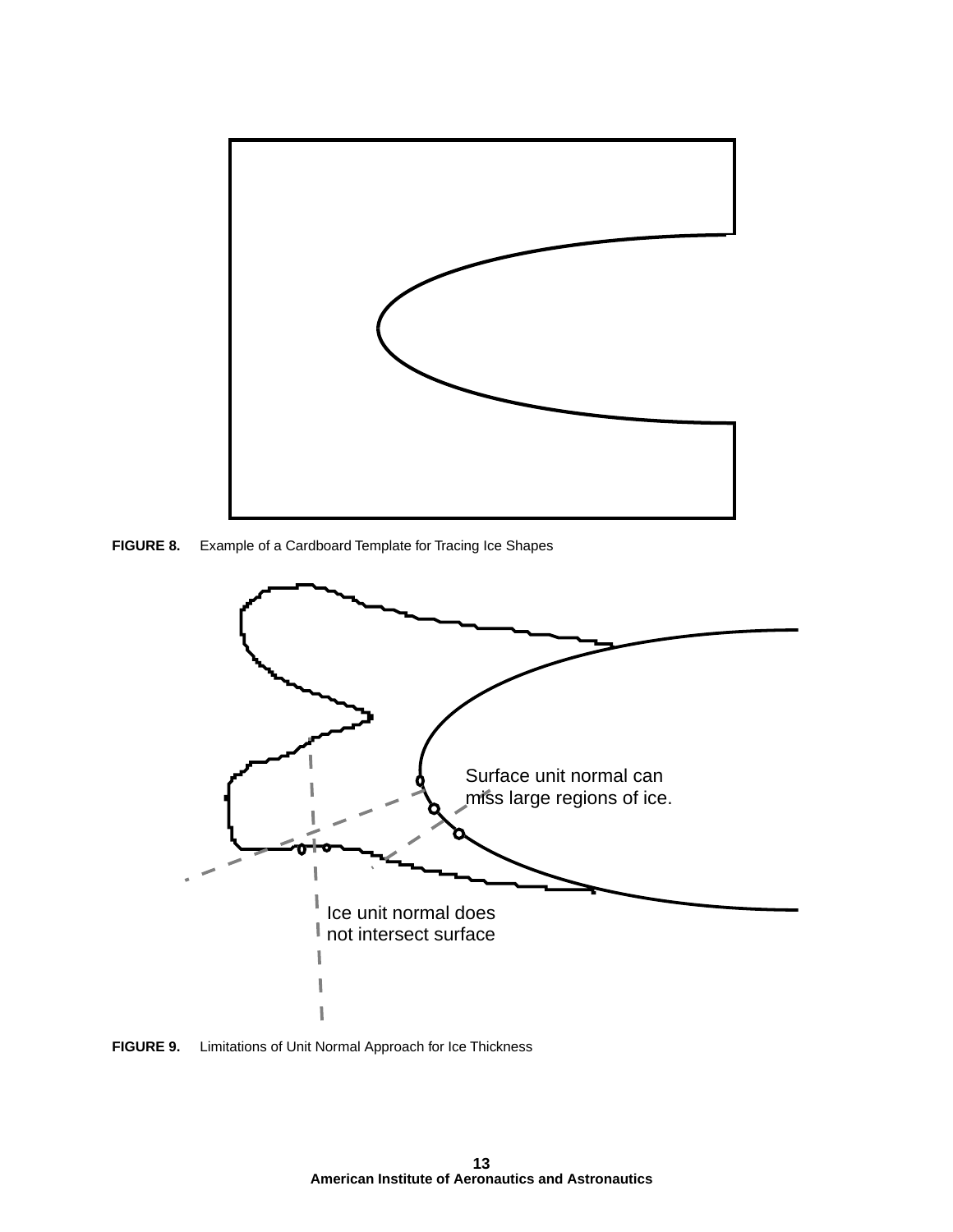**FIGURE 8.** Example of a Cardboard Template for Tracing Ice Shapes

Surface unit normal can miss large regions of ice.

Ice unit normal does not intersect surface

**FIGURE 9.** Limitations of Unit Normal Approach for Ice Thickness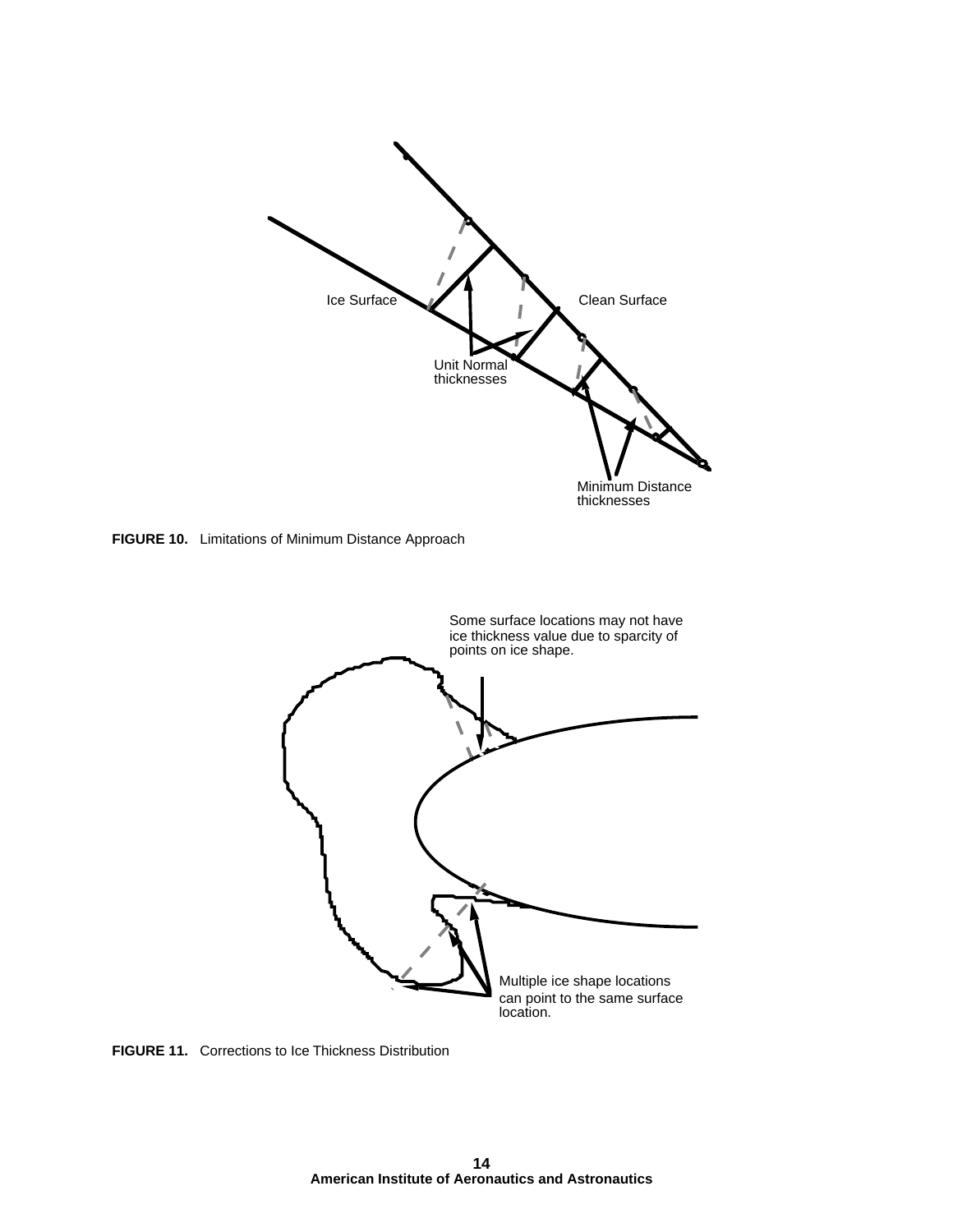Ice Surface

Clean Surface

Unit Normal thicknesses

Minimum Distance thicknesses

**FIGURE 10.** Limitations of Minimum Distance Approach

Some surface locations may not have ice thickness value due to sparcity of points on ice shape.

Multiple ice shape locations can point to the same surface location.

**FIGURE 11.** Corrections to Ice Thickness Distribution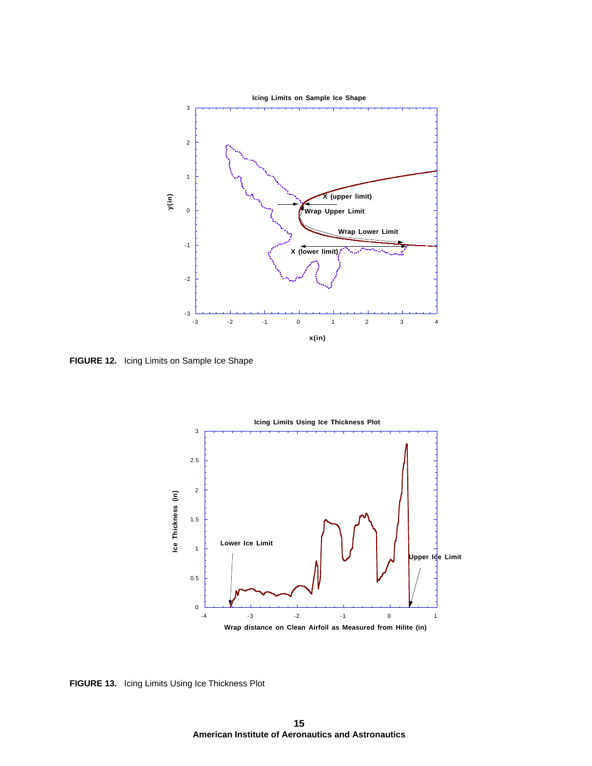FIGURE 12. Icing Limits on Sample Ice Shape

FIGURE 13. Icing Limits Using Ice Thickness Plot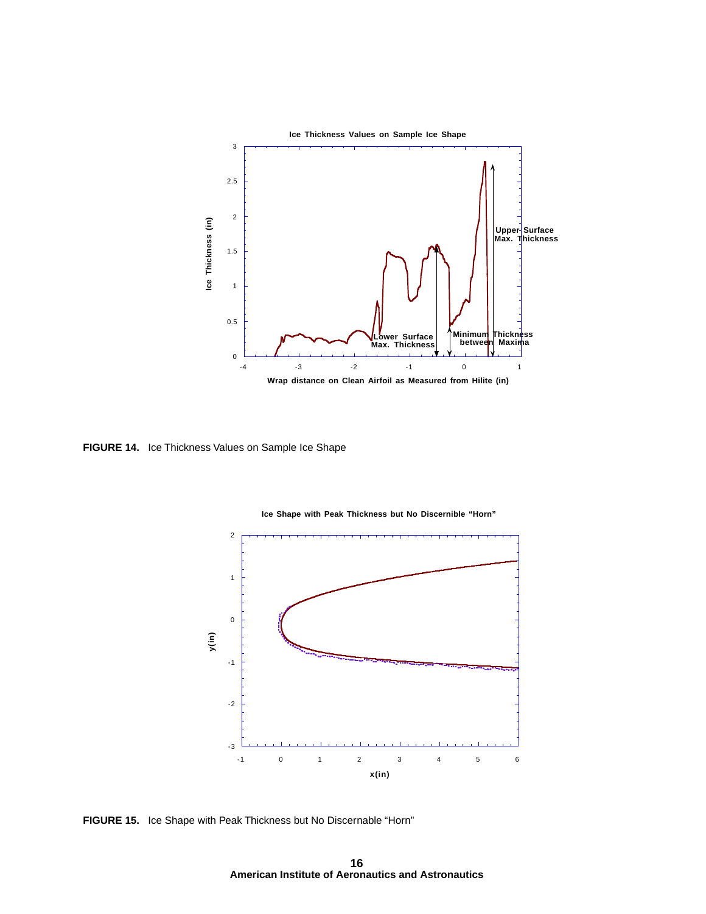FIGURE 14. Ice Thickness Values on Sample Ice Shape

FIGURE 15. Ice Shape with Peak Thickness but No Discernable “Horn”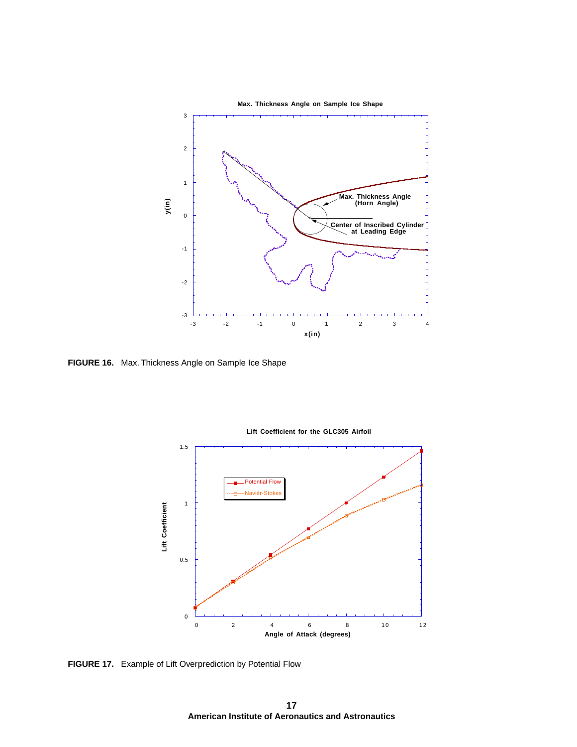**FIGURE 16.** Max. Thickness Angle on Sample Ice Shape

**FIGURE 17.** Example of Lift Overprediction by Potential Flow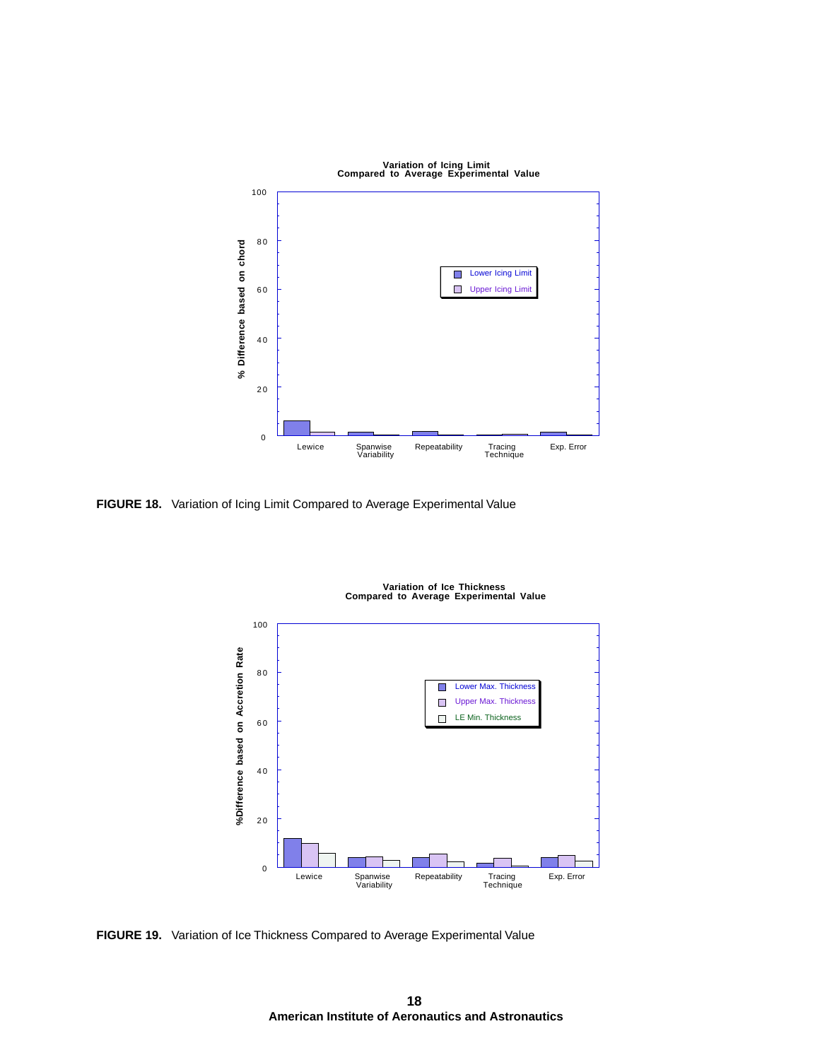FIGURE 18. Variation of Icing Limit Compared to Average Experimental Value

FIGURE 19. Variation of Ice Thickness Compared to Average Experimental Value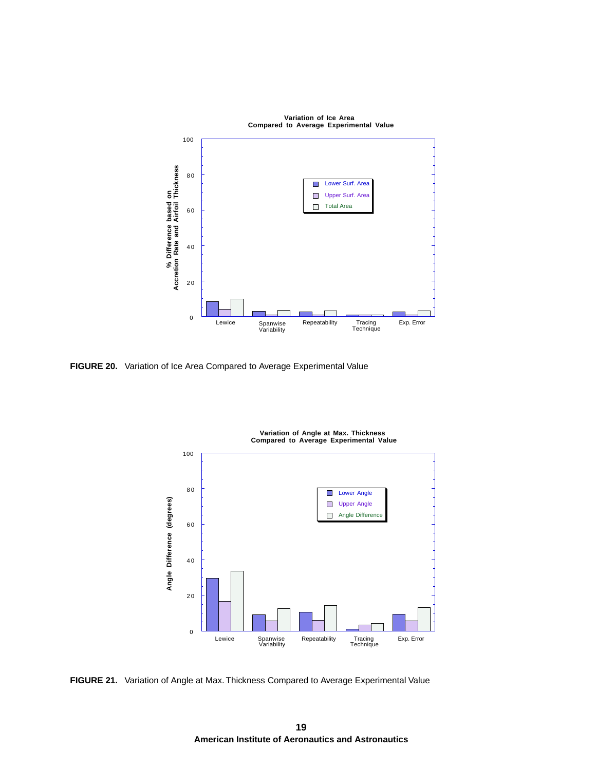FIGURE 20. Variation of Ice Area Compared to Average Experimental Value

FIGURE 21. Variation of Angle at Max. Thickness Compared to Average Experimental Value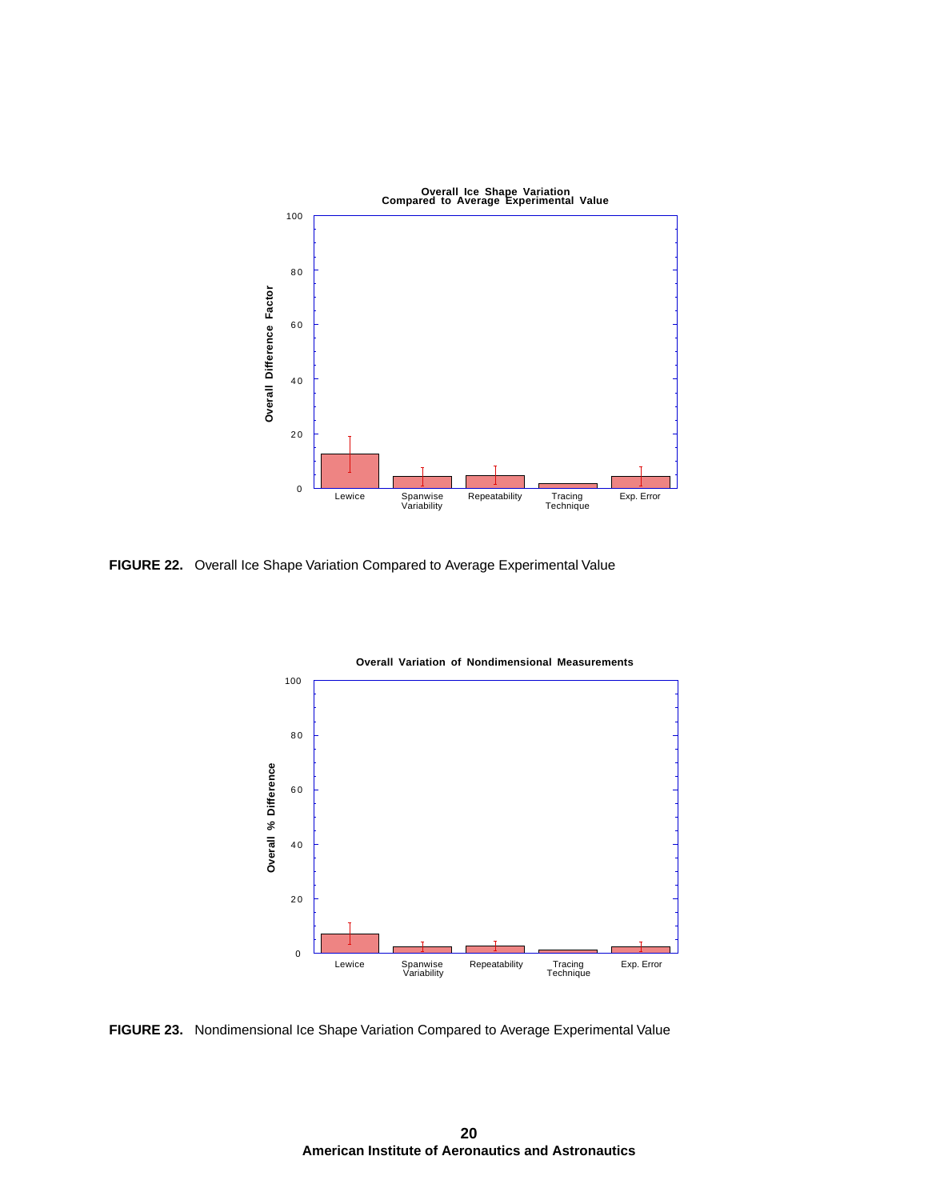FIGURE 22. Overall Ice Shape Variation Compared to Average Experimental Value

FIGURE 23. Nondimensional Ice Shape Variation Compared to Average Experimental Value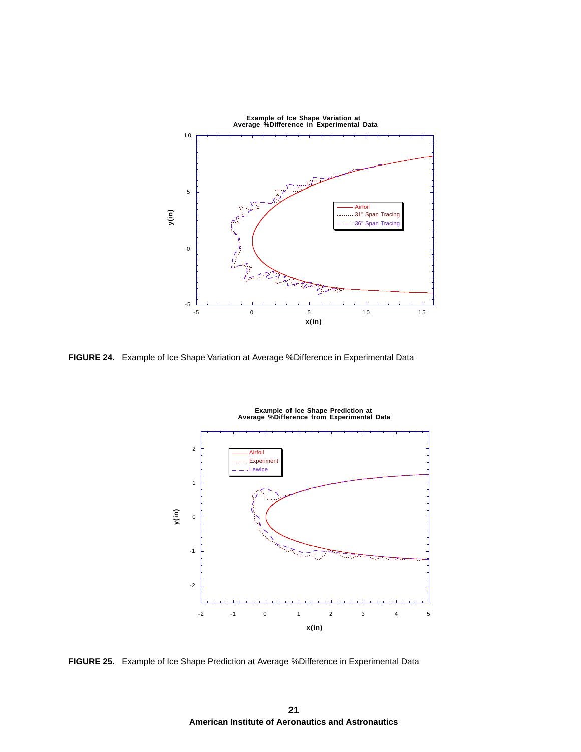**FIGURE 24.** Example of Ice Shape Variation at Average %Difference in Experimental Data

**FIGURE 25.** Example of Ice Shape Prediction at Average %Difference in Experimental Data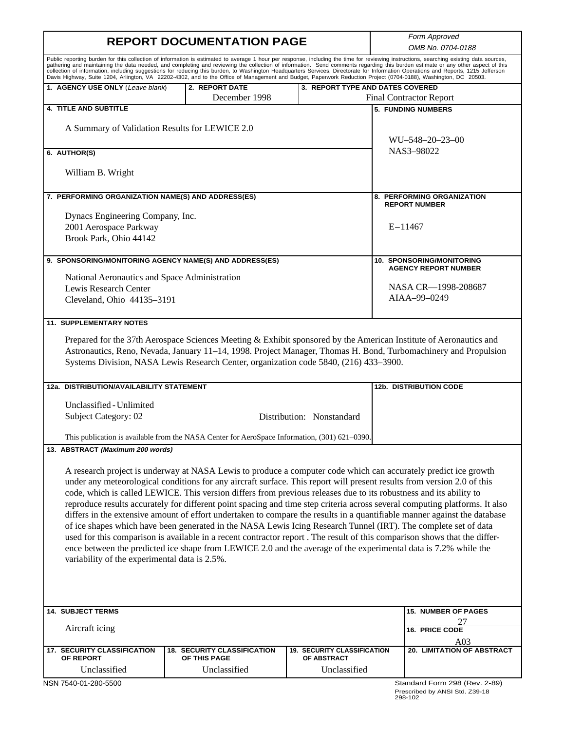# REPORT DOCUMENTATION PAGE

*Form Approved*
*OMB No. 0704-0188*

Public reporting burden for this collection of information is estimated to average 1 hour per response, including the time for reviewing instructions, searching existing data sources, gathering and maintaining the data needed, and completing and reviewing the collection of information. Send comments regarding this burden estimate or any other aspect of this collection of information, including suggestions for reducing this burden, to Washington Headquarters Services, Directorate for Information Operations and Reports, 1215 Jefferson Davis Highway, Suite 1204, Arlington, VA 22202-4302, and to the Office of Management and Budget, Paperwork Reduction Project (0704-0188), Washington, DC 20503.

| 1. AGENCY USE ONLY (*Leave blank*) | 2. REPORT DATE | 3. REPORT TYPE AND DATES COVERED |
|---|---|---|
| | December 1998 | Final Contractor Report |

**4. TITLE AND SUBTITLE**

A Summary of Validation Results for LEWICE 2.0

**5. FUNDING NUMBERS**

WU–548–20–23–00
NAS3–98022

**6. AUTHOR(S)**

William B. Wright

**7. PERFORMING ORGANIZATION NAME(S) AND ADDRESS(ES)**

Dynacs Engineering Company, Inc.
2001 Aerospace Parkway
Brook Park, Ohio 44142

**8. PERFORMING ORGANIZATION REPORT NUMBER**

E–11467

**9. SPONSORING/MONITORING AGENCY NAME(S) AND ADDRESS(ES)**

National Aeronautics and Space Administration
Lewis Research Center
Cleveland, Ohio 44135–3191

**10. SPONSORING/MONITORING AGENCY REPORT NUMBER**

NASA CR—1998-208687
AIAA–99–0249

**11. SUPPLEMENTARY NOTES**

Prepared for the 37th Aerospace Sciences Meeting & Exhibit sponsored by the American Institute of Aeronautics and Astronautics, Reno, Nevada, January 11–14, 1998. Project Manager, Thomas H. Bond, Turbomachinery and Propulsion Systems Division, NASA Lewis Research Center, organization code 5840, (216) 433–3900.

**12a. DISTRIBUTION/AVAILABILITY STATEMENT**

Unclassified - Unlimited
Subject Category: 02 Distribution: Nonstandard

This publication is available from the NASA Center for AeroSpace Information, (301) 621–0390.

**12b. DISTRIBUTION CODE**

**13. ABSTRACT** ***(Maximum 200 words)***

A research project is underway at NASA Lewis to produce a computer code which can accurately predict ice growth under any meteorological conditions for any aircraft surface. This report will present results from version 2.0 of this code, which is called LEWICE. This version differs from previous releases due to its robustness and its ability to reproduce results accurately for different point spacing and time step criteria across several computing platforms. It also differs in the extensive amount of effort undertaken to compare the results in a quantifiable manner against the database of ice shapes which have been generated in the NASA Lewis Icing Research Tunnel (IRT). The complete set of data used for this comparison is available in a recent contractor report . The result of this comparison shows that the difference between the predicted ice shape from LEWICE 2.0 and the average of the experimental data is 7.2% while the variability of the experimental data is 2.5%.

**14. SUBJECT TERMS**

Aircraft icing

**15. NUMBER OF PAGES**

27

**16. PRICE CODE**

A03

| 17. SECURITY CLASSIFICATION OF REPORT | 18. SECURITY CLASSIFICATION OF THIS PAGE | 19. SECURITY CLASSIFICATION OF ABSTRACT | 20. LIMITATION OF ABSTRACT |
|---|---|---|---|
| Unclassified | Unclassified | Unclassified | |

NSN 7540-01-280-5500

Standard Form 298 (Rev. 2-89)
Prescribed by ANSI Std. Z39-18
298-102